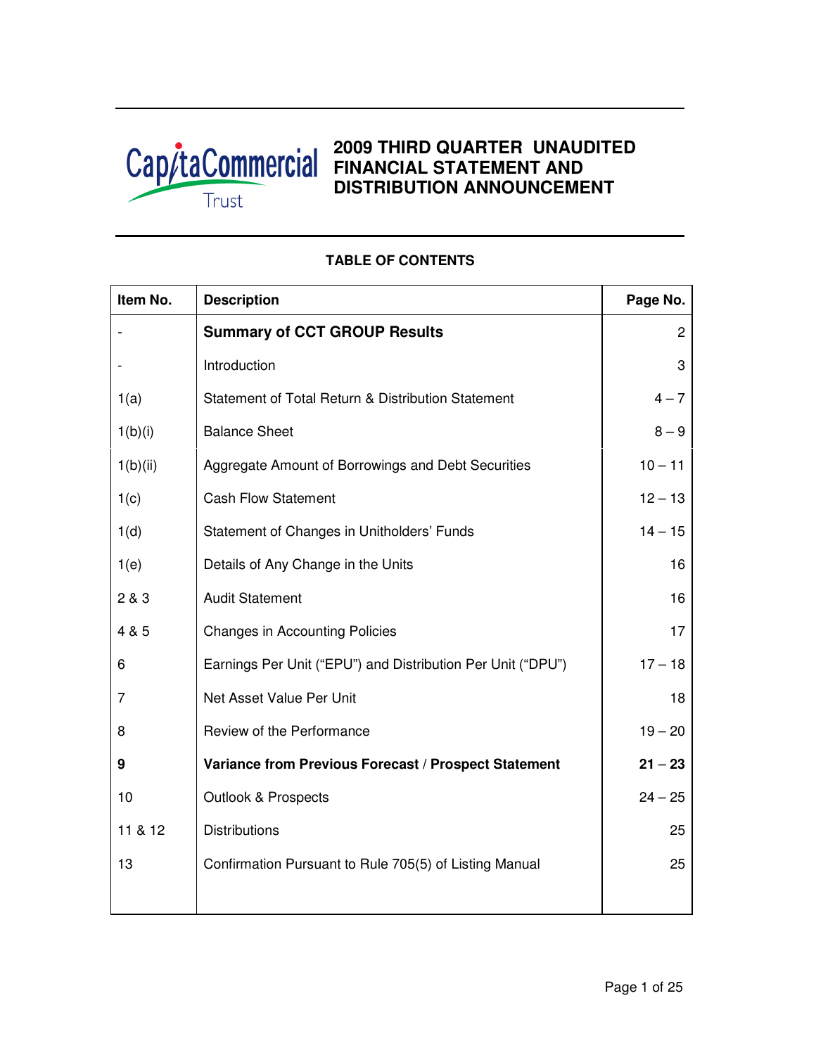CapitaCommercial Trust

# 2009 THIRD QUARTER UNAUDITED FINANCIAL STATEMENT AND DISTRIBUTION ANNOUNCEMENT

## TABLE OF CONTENTS

| Item No. | Description | Page No. |
|---|---|---|
| - | **Summary of CCT GROUP Results** | 2 |
| - | Introduction | 3 |
| 1(a) | Statement of Total Return & Distribution Statement | 4 – 7 |
| 1(b)(i) | Balance Sheet | 8 – 9 |
| 1(b)(ii) | Aggregate Amount of Borrowings and Debt Securities | 10 – 11 |
| 1(c) | Cash Flow Statement | 12 – 13 |
| 1(d) | Statement of Changes in Unitholders' Funds | 14 – 15 |
| 1(e) | Details of Any Change in the Units | 16 |
| 2 & 3 | Audit Statement | 16 |
| 4 & 5 | Changes in Accounting Policies | 17 |
| 6 | Earnings Per Unit ("EPU") and Distribution Per Unit ("DPU") | 17 – 18 |
| 7 | Net Asset Value Per Unit | 18 |
| 8 | Review of the Performance | 19 – 20 |
| **9** | **Variance from Previous Forecast / Prospect Statement** | **21 – 23** |
| 10 | Outlook & Prospects | 24 – 25 |
| 11 & 12 | Distributions | 25 |
| 13 | Confirmation Pursuant to Rule 705(5) of Listing Manual | 25 |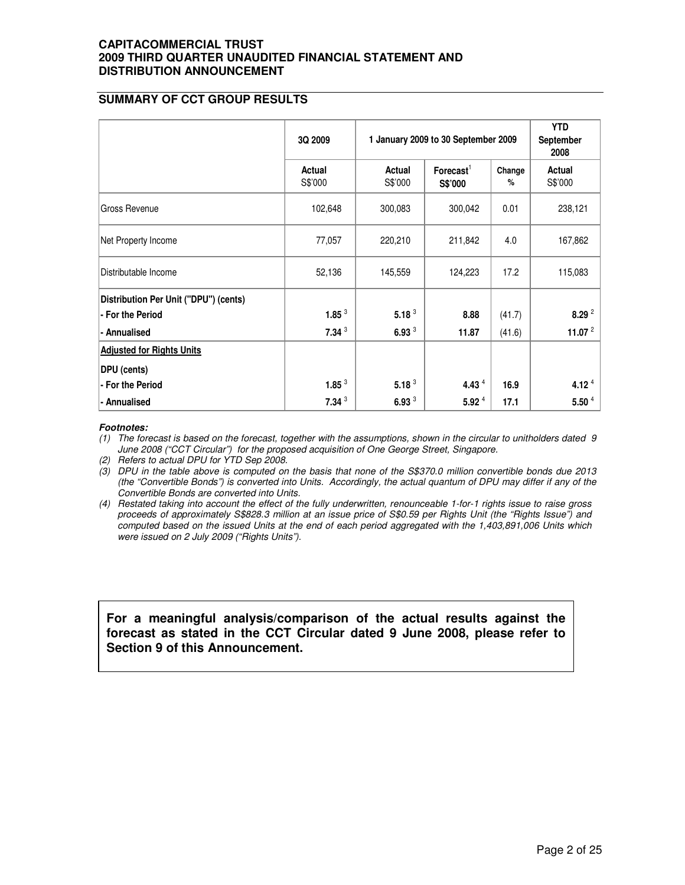## SUMMARY OF CCT GROUP RESULTS

| | 3Q 2009 | 1 January 2009 to 30 September 2009 | | | YTD September 2008 |
|---|---|---|---|---|---|
| | Actual S$'000 | Actual S$'000 | Forecast[1] S$'000 | Change % | Actual S$'000 |
| Gross Revenue | 102,648 | 300,083 | 300,042 | 0.01 | 238,121 |
| Net Property Income | 77,057 | 220,210 | 211,842 | 4.0 | 167,862 |
| Distributable Income | 52,136 | 145,559 | 124,223 | 17.2 | 115,083 |
| **Distribution Per Unit ("DPU") (cents)** | | | | | |
| **- For the Period** | **1.85** [3] | **5.18** [3] | **8.88** | (41.7) | **8.29** [2] |
| **- Annualised** | **7.34** [3] | **6.93** [3] | **11.87** | (41.6) | **11.07** [2] |
| **Adjusted for Rights Units** | | | | | |
| **DPU (cents)** | | | | | |
| **- For the Period** | **1.85** [3] | **5.18** [3] | **4.43** [4] | **16.9** | **4.12** [4] |
| **- Annualised** | **7.34** [3] | **6.93** [3] | **5.92** [4] | **17.1** | **5.50** [4] |

***Footnotes:***

*(1) The forecast is based on the forecast, together with the assumptions, shown in the circular to unitholders dated 9 June 2008 ("CCT Circular") for the proposed acquisition of One George Street, Singapore.*

*(2) Refers to actual DPU for YTD Sep 2008.*

*(3) DPU in the table above is computed on the basis that none of the S$370.0 million convertible bonds due 2013 (the "Convertible Bonds") is converted into Units. Accordingly, the actual quantum of DPU may differ if any of the Convertible Bonds are converted into Units.*

*(4) Restated taking into account the effect of the fully underwritten, renounceable 1-for-1 rights issue to raise gross proceeds of approximately S$828.3 million at an issue price of S$0.59 per Rights Unit (the "Rights Issue") and computed based on the issued Units at the end of each period aggregated with the 1,403,891,006 Units which were issued on 2 July 2009 ("Rights Units").*

**For a meaningful analysis/comparison of the actual results against the forecast as stated in the CCT Circular dated 9 June 2008, please refer to Section 9 of this Announcement.**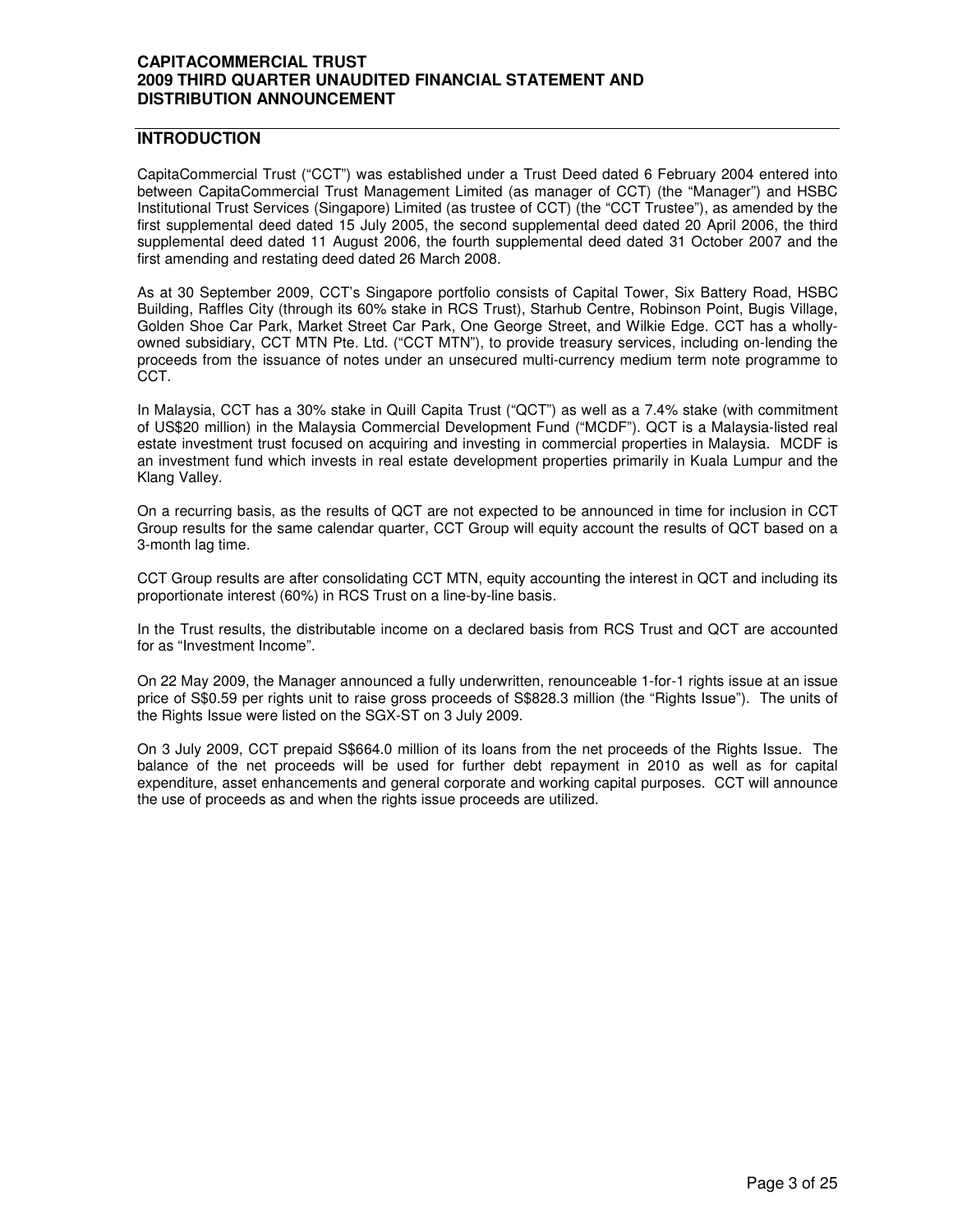## INTRODUCTION

CapitaCommercial Trust ("CCT") was established under a Trust Deed dated 6 February 2004 entered into between CapitaCommercial Trust Management Limited (as manager of CCT) (the "Manager") and HSBC Institutional Trust Services (Singapore) Limited (as trustee of CCT) (the "CCT Trustee"), as amended by the first supplemental deed dated 15 July 2005, the second supplemental deed dated 20 April 2006, the third supplemental deed dated 11 August 2006, the fourth supplemental deed dated 31 October 2007 and the first amending and restating deed dated 26 March 2008.

As at 30 September 2009, CCT's Singapore portfolio consists of Capital Tower, Six Battery Road, HSBC Building, Raffles City (through its 60% stake in RCS Trust), Starhub Centre, Robinson Point, Bugis Village, Golden Shoe Car Park, Market Street Car Park, One George Street, and Wilkie Edge. CCT has a wholly-owned subsidiary, CCT MTN Pte. Ltd. ("CCT MTN"), to provide treasury services, including on-lending the proceeds from the issuance of notes under an unsecured multi-currency medium term note programme to CCT.

In Malaysia, CCT has a 30% stake in Quill Capita Trust ("QCT") as well as a 7.4% stake (with commitment of US$20 million) in the Malaysia Commercial Development Fund ("MCDF"). QCT is a Malaysia-listed real estate investment trust focused on acquiring and investing in commercial properties in Malaysia. MCDF is an investment fund which invests in real estate development properties primarily in Kuala Lumpur and the Klang Valley.

On a recurring basis, as the results of QCT are not expected to be announced in time for inclusion in CCT Group results for the same calendar quarter, CCT Group will equity account the results of QCT based on a 3-month lag time.

CCT Group results are after consolidating CCT MTN, equity accounting the interest in QCT and including its proportionate interest (60%) in RCS Trust on a line-by-line basis.

In the Trust results, the distributable income on a declared basis from RCS Trust and QCT are accounted for as "Investment Income".

On 22 May 2009, the Manager announced a fully underwritten, renounceable 1-for-1 rights issue at an issue price of S$0.59 per rights unit to raise gross proceeds of S$828.3 million (the "Rights Issue"). The units of the Rights Issue were listed on the SGX-ST on 3 July 2009.

On 3 July 2009, CCT prepaid S$664.0 million of its loans from the net proceeds of the Rights Issue. The balance of the net proceeds will be used for further debt repayment in 2010 as well as for capital expenditure, asset enhancements and general corporate and working capital purposes. CCT will announce the use of proceeds as and when the rights issue proceeds are utilized.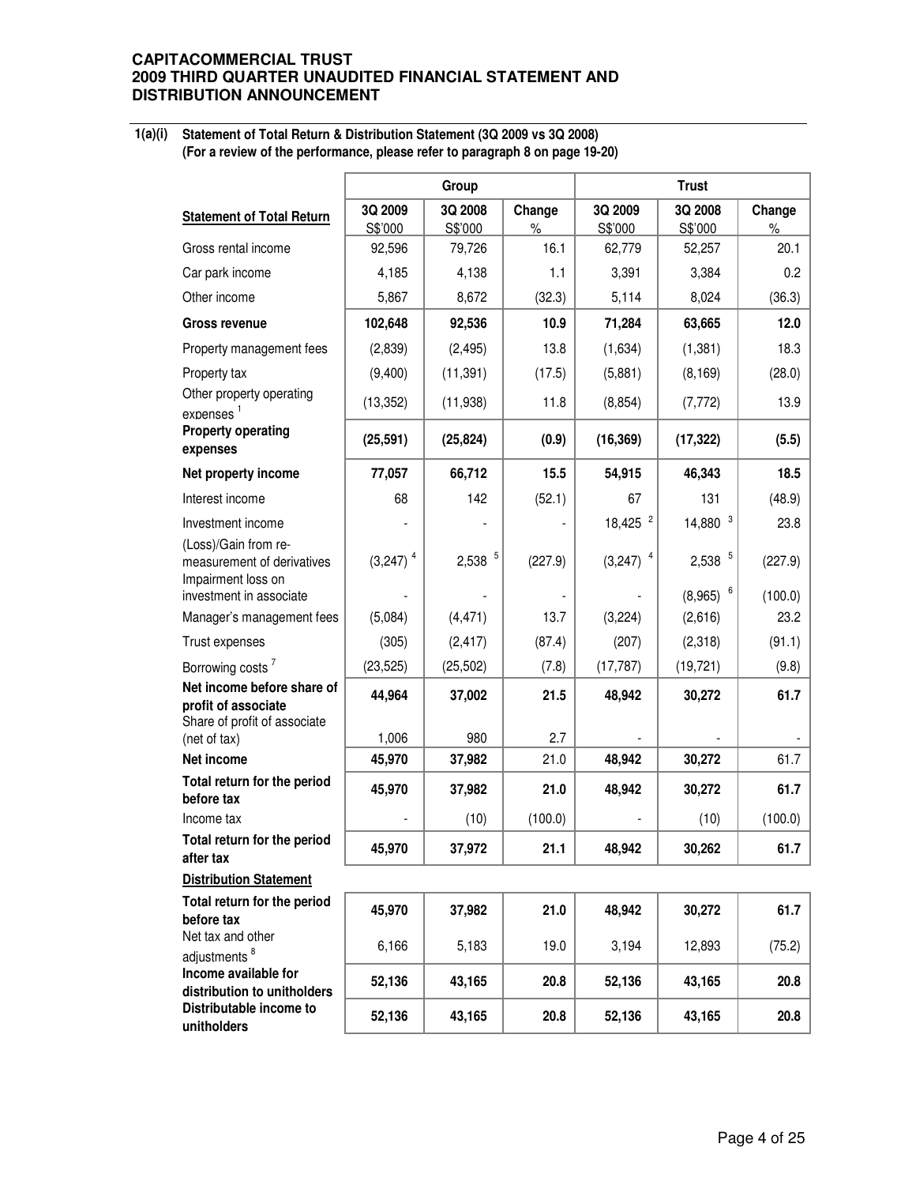**1(a)(i) Statement of Total Return & Distribution Statement (3Q 2009 vs 3Q 2008)**
**(For a review of the performance, please refer to paragraph 8 on page 19-20)**

| | Group | | | Trust | | |
|---|---|---|---|---|---|---|
| **Statement of Total Return** | 3Q 2009 S$'000 | 3Q 2008 S$'000 | Change % | 3Q 2009 S$'000 | 3Q 2008 S$'000 | Change % |
| Gross rental income | 92,596 | 79,726 | 16.1 | 62,779 | 52,257 | 20.1 |
| Car park income | 4,185 | 4,138 | 1.1 | 3,391 | 3,384 | 0.2 |
| Other income | 5,867 | 8,672 | (32.3) | 5,114 | 8,024 | (36.3) |
| **Gross revenue** | **102,648** | **92,536** | **10.9** | **71,284** | **63,665** | **12.0** |
| Property management fees | (2,839) | (2,495) | 13.8 | (1,634) | (1,381) | 18.3 |
| Property tax | (9,400) | (11,391) | (17.5) | (5,881) | (8,169) | (28.0) |
| Other property operating expenses [1] | (13,352) | (11,938) | 11.8 | (8,854) | (7,772) | 13.9 |
| **Property operating expenses** | **(25,591)** | **(25,824)** | **(0.9)** | **(16,369)** | **(17,322)** | **(5.5)** |
| **Net property income** | **77,057** | **66,712** | **15.5** | **54,915** | **46,343** | **18.5** |
| Interest income | 68 | 142 | (52.1) | 67 | 131 | (48.9) |
| Investment income | - | - | - | 18,425 [2] | 14,880 [3] | 23.8 |
| (Loss)/Gain from re-measurement of derivatives | (3,247) [4] | 2,538 [5] | (227.9) | (3,247) [4] | 2,538 [5] | (227.9) |
| Impairment loss on investment in associate | - | - | - | - | (8,965) [6] | (100.0) |
| Manager's management fees | (5,084) | (4,471) | 13.7 | (3,224) | (2,616) | 23.2 |
| Trust expenses | (305) | (2,417) | (87.4) | (207) | (2,318) | (91.1) |
| Borrowing costs [7] | (23,525) | (25,502) | (7.8) | (17,787) | (19,721) | (9.8) |
| **Net income before share of profit of associate** | **44,964** | **37,002** | **21.5** | **48,942** | **30,272** | **61.7** |
| Share of profit of associate (net of tax) | 1,006 | 980 | 2.7 | - | - | - |
| **Net income** | **45,970** | **37,982** | 21.0 | **48,942** | **30,272** | 61.7 |
| **Total return for the period before tax** | **45,970** | **37,982** | **21.0** | **48,942** | **30,272** | **61.7** |
| Income tax | - | (10) | (100.0) | - | (10) | (100.0) |
| **Total return for the period after tax** | **45,970** | **37,972** | **21.1** | **48,942** | **30,262** | **61.7** |
| **Distribution Statement** | | | | | | |
| **Total return for the period before tax** | **45,970** | **37,982** | **21.0** | **48,942** | **30,272** | **61.7** |
| Net tax and other adjustments [8] | 6,166 | 5,183 | 19.0 | 3,194 | 12,893 | (75.2) |
| **Income available for distribution to unitholders** | **52,136** | **43,165** | **20.8** | **52,136** | **43,165** | **20.8** |
| **Distributable income to unitholders** | **52,136** | **43,165** | **20.8** | **52,136** | **43,165** | **20.8** |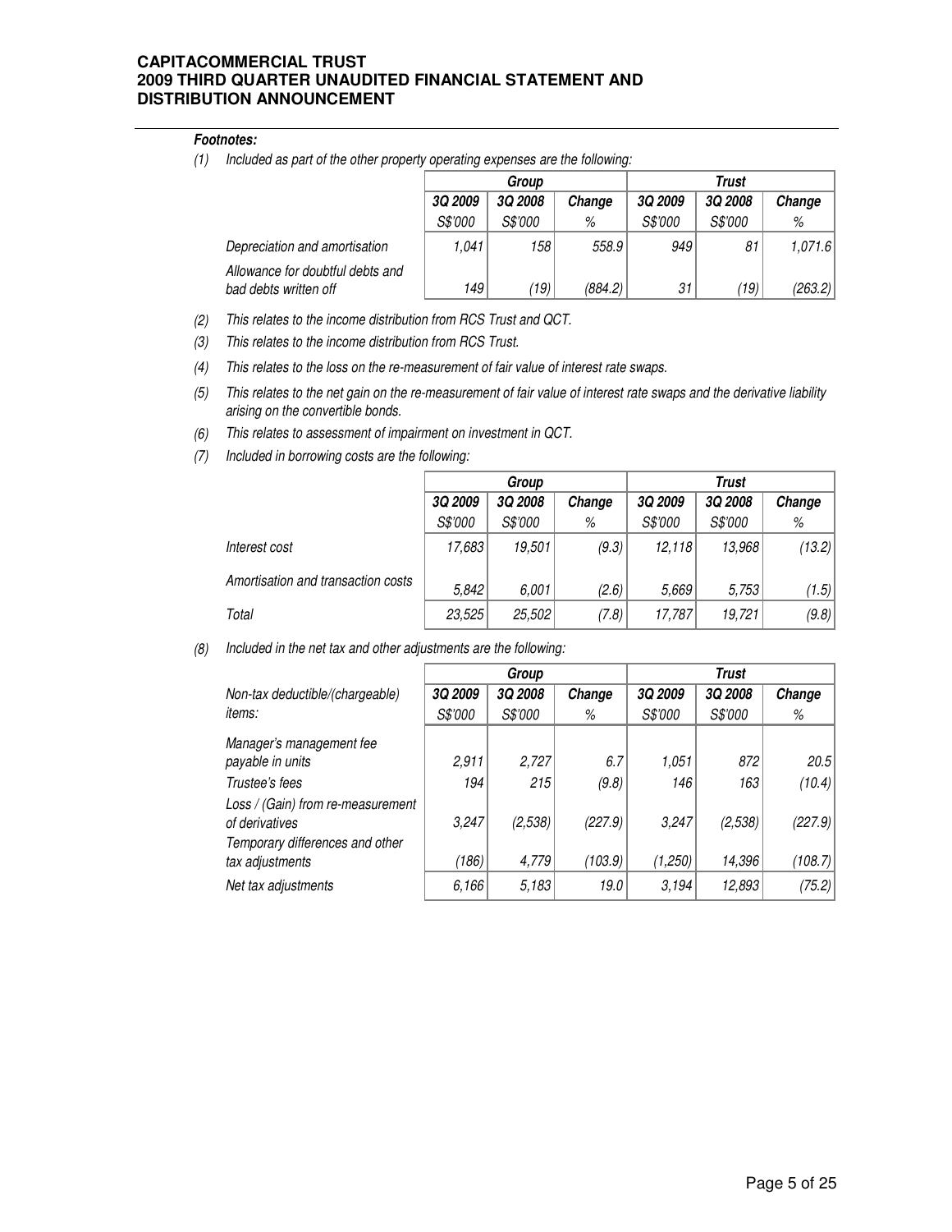***Footnotes:***

*(1) Included as part of the other property operating expenses are the following:*

| | *Group* | | | *Trust* | | |
|---|---|---|---|---|---|---|
| | ***3Q 2009*** | ***3Q 2008*** | ***Change*** | ***3Q 2009*** | ***3Q 2008*** | ***Change*** |
| | *S$'000* | *S$'000* | *%* | *S$'000* | *S$'000* | *%* |
| *Depreciation and amortisation* | *1,041* | *158* | *558.9* | *949* | *81* | *1,071.6* |
| *Allowance for doubtful debts and bad debts written off* | *149* | *(19)* | *(884.2)* | *31* | *(19)* | *(263.2)* |

*(2) This relates to the income distribution from RCS Trust and QCT.*

*(3) This relates to the income distribution from RCS Trust.*

*(4) This relates to the loss on the re-measurement of fair value of interest rate swaps.*

*(5) This relates to the net gain on the re-measurement of fair value of interest rate swaps and the derivative liability arising on the convertible bonds.*

*(6) This relates to assessment of impairment on investment in QCT.*

*(7) Included in borrowing costs are the following:*

| | *Group* | | | *Trust* | | |
|---|---|---|---|---|---|---|
| | ***3Q 2009*** | ***3Q 2008*** | ***Change*** | ***3Q 2009*** | ***3Q 2008*** | ***Change*** |
| | *S$'000* | *S$'000* | *%* | *S$'000* | *S$'000* | *%* |
| *Interest cost* | *17,683* | *19,501* | *(9.3)* | *12,118* | *13,968* | *(13.2)* |
| *Amortisation and transaction costs* | *5,842* | *6,001* | *(2.6)* | *5,669* | *5,753* | *(1.5)* |
| *Total* | *23,525* | *25,502* | *(7.8)* | *17,787* | *19,721* | *(9.8)* |

*(8) Included in the net tax and other adjustments are the following:*

| | *Group* | | | *Trust* | | |
|---|---|---|---|---|---|---|
| *Non-tax deductible/(chargeable) items:* | ***3Q 2009*** | ***3Q 2008*** | ***Change*** | ***3Q 2009*** | ***3Q 2008*** | ***Change*** |
| | *S$'000* | *S$'000* | *%* | *S$'000* | *S$'000* | *%* |
| *Manager's management fee payable in units* | *2,911* | *2,727* | *6.7* | *1,051* | *872* | *20.5* |
| *Trustee's fees* | *194* | *215* | *(9.8)* | *146* | *163* | *(10.4)* |
| *Loss / (Gain) from re-measurement of derivatives* | *3,247* | *(2,538)* | *(227.9)* | *3,247* | *(2,538)* | *(227.9)* |
| *Temporary differences and other tax adjustments* | *(186)* | *4,779* | *(103.9)* | *(1,250)* | *14,396* | *(108.7)* |
| *Net tax adjustments* | *6,166* | *5,183* | *19.0* | *3,194* | *12,893* | *(75.2)* |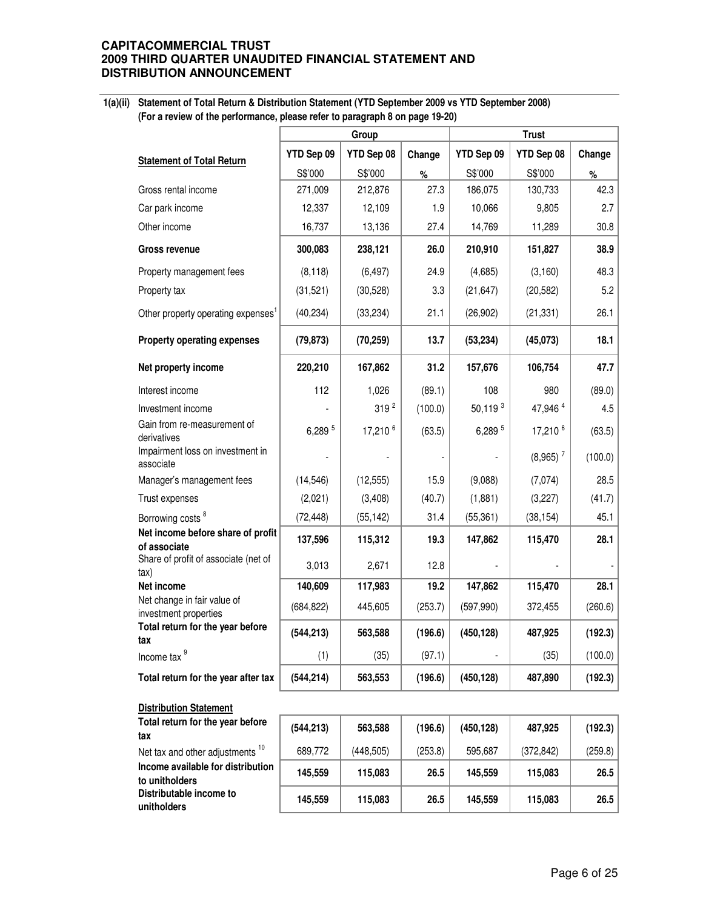**CAPITACOMMERCIAL TRUST**
**2009 THIRD QUARTER UNAUDITED FINANCIAL STATEMENT AND DISTRIBUTION ANNOUNCEMENT**

**1(a)(ii) Statement of Total Return & Distribution Statement (YTD September 2009 vs YTD September 2008)**
**(For a review of the performance, please refer to paragraph 8 on page 19-20)**

| | Group | | | Trust | | |
|---|---|---|---|---|---|---|
| **Statement of Total Return** | **YTD Sep 09** | **YTD Sep 08** | **Change** | **YTD Sep 09** | **YTD Sep 08** | **Change** |
| | S$'000 | S$'000 | % | S$'000 | S$'000 | % |
| Gross rental income | 271,009 | 212,876 | 27.3 | 186,075 | 130,733 | 42.3 |
| Car park income | 12,337 | 12,109 | 1.9 | 10,066 | 9,805 | 2.7 |
| Other income | 16,737 | 13,136 | 27.4 | 14,769 | 11,289 | 30.8 |
| **Gross revenue** | **300,083** | **238,121** | **26.0** | **210,910** | **151,827** | **38.9** |
| Property management fees | (8,118) | (6,497) | 24.9 | (4,685) | (3,160) | 48.3 |
| Property tax | (31,521) | (30,528) | 3.3 | (21,647) | (20,582) | 5.2 |
| Other property operating expenses[1] | (40,234) | (33,234) | 21.1 | (26,902) | (21,331) | 26.1 |
| **Property operating expenses** | **(79,873)** | **(70,259)** | **13.7** | **(53,234)** | **(45,073)** | **18.1** |
| **Net property income** | **220,210** | **167,862** | **31.2** | **157,676** | **106,754** | **47.7** |
| Interest income | 112 | 1,026 | (89.1) | 108 | 980 | (89.0) |
| Investment income | - | 319 [2] | (100.0) | 50,119 [3] | 47,946 [4] | 4.5 |
| Gain from re-measurement of derivatives | 6,289 [5] | 17,210 [6] | (63.5) | 6,289 [5] | 17,210 [6] | (63.5) |
| Impairment loss on investment in associate | - | - | - | - | (8,965) [7] | (100.0) |
| Manager's management fees | (14,546) | (12,555) | 15.9 | (9,088) | (7,074) | 28.5 |
| Trust expenses | (2,021) | (3,408) | (40.7) | (1,881) | (3,227) | (41.7) |
| Borrowing costs [8] | (72,448) | (55,142) | 31.4 | (55,361) | (38,154) | 45.1 |
| **Net income before share of profit of associate** | **137,596** | **115,312** | **19.3** | **147,862** | **115,470** | **28.1** |
| Share of profit of associate (net of tax) | 3,013 | 2,671 | 12.8 | - | - | - |
| **Net income** | **140,609** | **117,983** | **19.2** | **147,862** | **115,470** | **28.1** |
| Net change in fair value of investment properties | (684,822) | 445,605 | (253.7) | (597,990) | 372,455 | (260.6) |
| **Total return for the year before tax** | **(544,213)** | **563,588** | **(196.6)** | **(450,128)** | **487,925** | **(192.3)** |
| Income tax [9] | (1) | (35) | (97.1) | - | (35) | (100.0) |
| **Total return for the year after tax** | **(544,214)** | **563,553** | **(196.6)** | **(450,128)** | **487,890** | **(192.3)** |
| | | | | | | |
| **Distribution Statement** | | | | | | |
| **Total return for the year before tax** | **(544,213)** | **563,588** | **(196.6)** | **(450,128)** | **487,925** | **(192.3)** |
| Net tax and other adjustments [10] | 689,772 | (448,505) | (253.8) | 595,687 | (372,842) | (259.8) |
| **Income available for distribution to unitholders** | **145,559** | **115,083** | **26.5** | **145,559** | **115,083** | **26.5** |
| **Distributable income to unitholders** | **145,559** | **115,083** | **26.5** | **145,559** | **115,083** | **26.5** |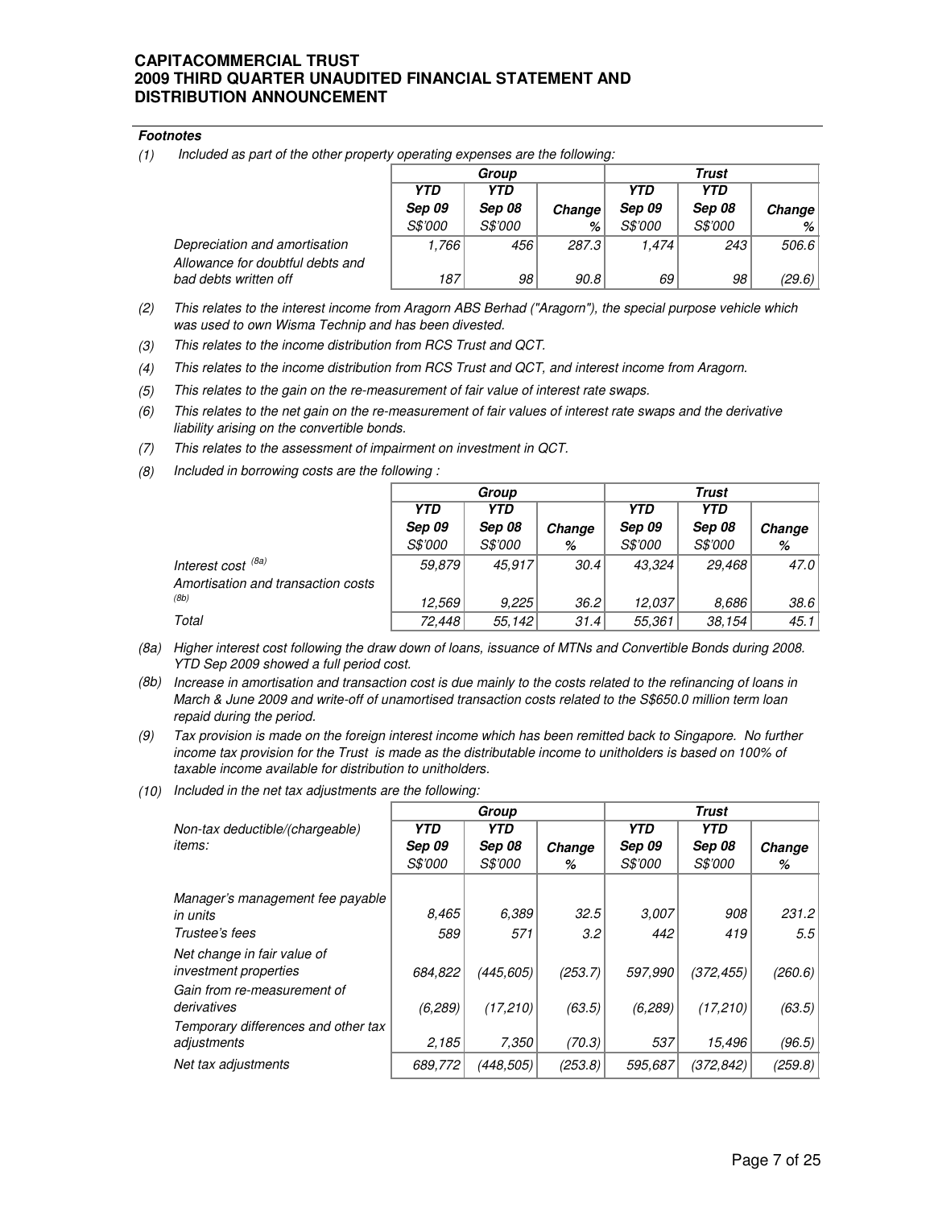***Footnotes***

*(1) Included as part of the other property operating expenses are the following:*

| | *Group* | | | *Trust* | | |
|---|---|---|---|---|---|---|
| | ***YTD Sep 09*** *S$'000* | ***YTD Sep 08*** *S$'000* | ***Change*** *%* | ***YTD Sep 09*** *S$'000* | ***YTD Sep 08*** *S$'000* | ***Change*** *%* |
| *Depreciation and amortisation* | *1,766* | *456* | *287.3* | *1,474* | *243* | *506.6* |
| *Allowance for doubtful debts and bad debts written off* | *187* | *98* | *90.8* | *69* | *98* | *(29.6)* |

*(2) This relates to the interest income from Aragorn ABS Berhad ("Aragorn"), the special purpose vehicle which was used to own Wisma Technip and has been divested.*

*(3) This relates to the income distribution from RCS Trust and QCT.*

*(4) This relates to the income distribution from RCS Trust and QCT, and interest income from Aragorn.*

*(5) This relates to the gain on the re-measurement of fair value of interest rate swaps.*

*(6) This relates to the net gain on the re-measurement of fair values of interest rate swaps and the derivative liability arising on the convertible bonds.*

*(7) This relates to the assessment of impairment on investment in QCT.*

*(8) Included in borrowing costs are the following :*

| | *Group* | | | *Trust* | | |
|---|---|---|---|---|---|---|
| | ***YTD Sep 09*** *S$'000* | ***YTD Sep 08*** *S$'000* | ***Change*** *%* | ***YTD Sep 09*** *S$'000* | ***YTD Sep 08*** *S$'000* | ***Change*** *%* |
| *Interest cost [8a]* | *59,879* | *45,917* | *30.4* | *43,324* | *29,468* | *47.0* |
| *Amortisation and transaction costs [8b]* | *12,569* | *9,225* | *36.2* | *12,037* | *8,686* | *38.6* |
| *Total* | *72,448* | *55,142* | *31.4* | *55,361* | *38,154* | *45.1* |

*(8a) Higher interest cost following the draw down of loans, issuance of MTNs and Convertible Bonds during 2008. YTD Sep 2009 showed a full period cost.*

*(8b) Increase in amortisation and transaction cost is due mainly to the costs related to the refinancing of loans in March & June 2009 and write-off of unamortised transaction costs related to the S$650.0 million term loan repaid during the period.*

*(9) Tax provision is made on the foreign interest income which has been remitted back to Singapore. No further income tax provision for the Trust is made as the distributable income to unitholders is based on 100% of taxable income available for distribution to unitholders.*

*(10) Included in the net tax adjustments are the following:*

| | *Group* | | | *Trust* | | |
|---|---|---|---|---|---|---|
| *Non-tax deductible/(chargeable) items:* | ***YTD Sep 09*** *S$'000* | ***YTD Sep 08*** *S$'000* | ***Change*** *%* | ***YTD Sep 09*** *S$'000* | ***YTD Sep 08*** *S$'000* | ***Change*** *%* |
| *Manager's management fee payable in units* | *8,465* | *6,389* | *32.5* | *3,007* | *908* | *231.2* |
| *Trustee's fees* | *589* | *571* | *3.2* | *442* | *419* | *5.5* |
| *Net change in fair value of investment properties* | *684,822* | *(445,605)* | *(253.7)* | *597,990* | *(372,455)* | *(260.6)* |
| *Gain from re-measurement of derivatives* | *(6,289)* | *(17,210)* | *(63.5)* | *(6,289)* | *(17,210)* | *(63.5)* |
| *Temporary differences and other tax adjustments* | *2,185* | *7,350* | *(70.3)* | *537* | *15,496* | *(96.5)* |
| *Net tax adjustments* | *689,772* | *(448,505)* | *(253.8)* | *595,687* | *(372,842)* | *(259.8)* |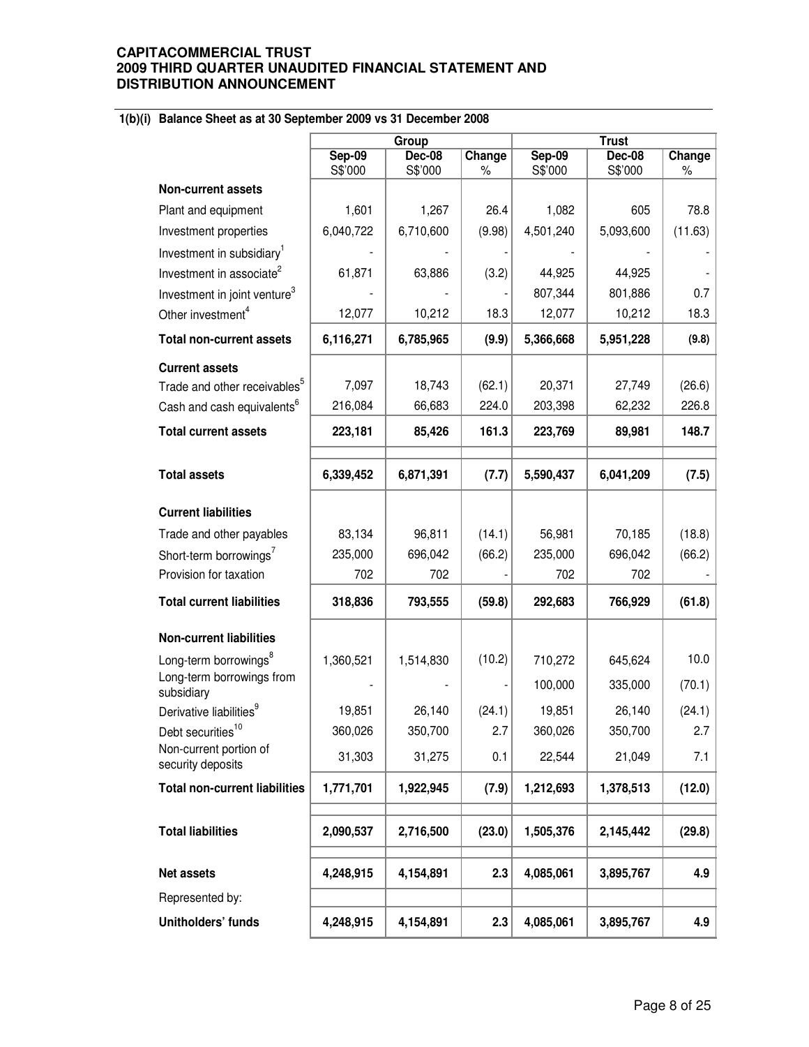**CAPITACOMMERCIAL TRUST**
**2009 THIRD QUARTER UNAUDITED FINANCIAL STATEMENT AND DISTRIBUTION ANNOUNCEMENT**

**1(b)(i) Balance Sheet as at 30 September 2009 vs 31 December 2008**

| | Group | | | Trust | | |
|---|---|---|---|---|---|---|
| | Sep-09 S$'000 | Dec-08 S$'000 | Change % | Sep-09 S$'000 | Dec-08 S$'000 | Change % |
| **Non-current assets** | | | | | | |
| Plant and equipment | 1,601 | 1,267 | 26.4 | 1,082 | 605 | 78.8 |
| Investment properties | 6,040,722 | 6,710,600 | (9.98) | 4,501,240 | 5,093,600 | (11.63) |
| Investment in subsidiary[1] | - | - | - | - | - | - |
| Investment in associate[2] | 61,871 | 63,886 | (3.2) | 44,925 | 44,925 | - |
| Investment in joint venture[3] | - | - | - | 807,344 | 801,886 | 0.7 |
| Other investment[4] | 12,077 | 10,212 | 18.3 | 12,077 | 10,212 | 18.3 |
| **Total non-current assets** | **6,116,271** | **6,785,965** | **(9.9)** | **5,366,668** | **5,951,228** | **(9.8)** |
| **Current assets** | | | | | | |
| Trade and other receivables[5] | 7,097 | 18,743 | (62.1) | 20,371 | 27,749 | (26.6) |
| Cash and cash equivalents[6] | 216,084 | 66,683 | 224.0 | 203,398 | 62,232 | 226.8 |
| **Total current assets** | **223,181** | **85,426** | **161.3** | **223,769** | **89,981** | **148.7** |
| **Total assets** | **6,339,452** | **6,871,391** | **(7.7)** | **5,590,437** | **6,041,209** | **(7.5)** |
| **Current liabilities** | | | | | | |
| Trade and other payables | 83,134 | 96,811 | (14.1) | 56,981 | 70,185 | (18.8) |
| Short-term borrowings[7] | 235,000 | 696,042 | (66.2) | 235,000 | 696,042 | (66.2) |
| Provision for taxation | 702 | 702 | - | 702 | 702 | - |
| **Total current liabilities** | **318,836** | **793,555** | **(59.8)** | **292,683** | **766,929** | **(61.8)** |
| **Non-current liabilities** | | | | | | |
| Long-term borrowings[8] | 1,360,521 | 1,514,830 | (10.2) | 710,272 | 645,624 | 10.0 |
| Long-term borrowings from subsidiary | - | - | - | 100,000 | 335,000 | (70.1) |
| Derivative liabilities[9] | 19,851 | 26,140 | (24.1) | 19,851 | 26,140 | (24.1) |
| Debt securities[10] | 360,026 | 350,700 | 2.7 | 360,026 | 350,700 | 2.7 |
| Non-current portion of security deposits | 31,303 | 31,275 | 0.1 | 22,544 | 21,049 | 7.1 |
| **Total non-current liabilities** | **1,771,701** | **1,922,945** | **(7.9)** | **1,212,693** | **1,378,513** | **(12.0)** |
| **Total liabilities** | **2,090,537** | **2,716,500** | **(23.0)** | **1,505,376** | **2,145,442** | **(29.8)** |
| **Net assets** | **4,248,915** | **4,154,891** | **2.3** | **4,085,061** | **3,895,767** | **4.9** |
| Represented by: | | | | | | |
| **Unitholders' funds** | **4,248,915** | **4,154,891** | **2.3** | **4,085,061** | **3,895,767** | **4.9** |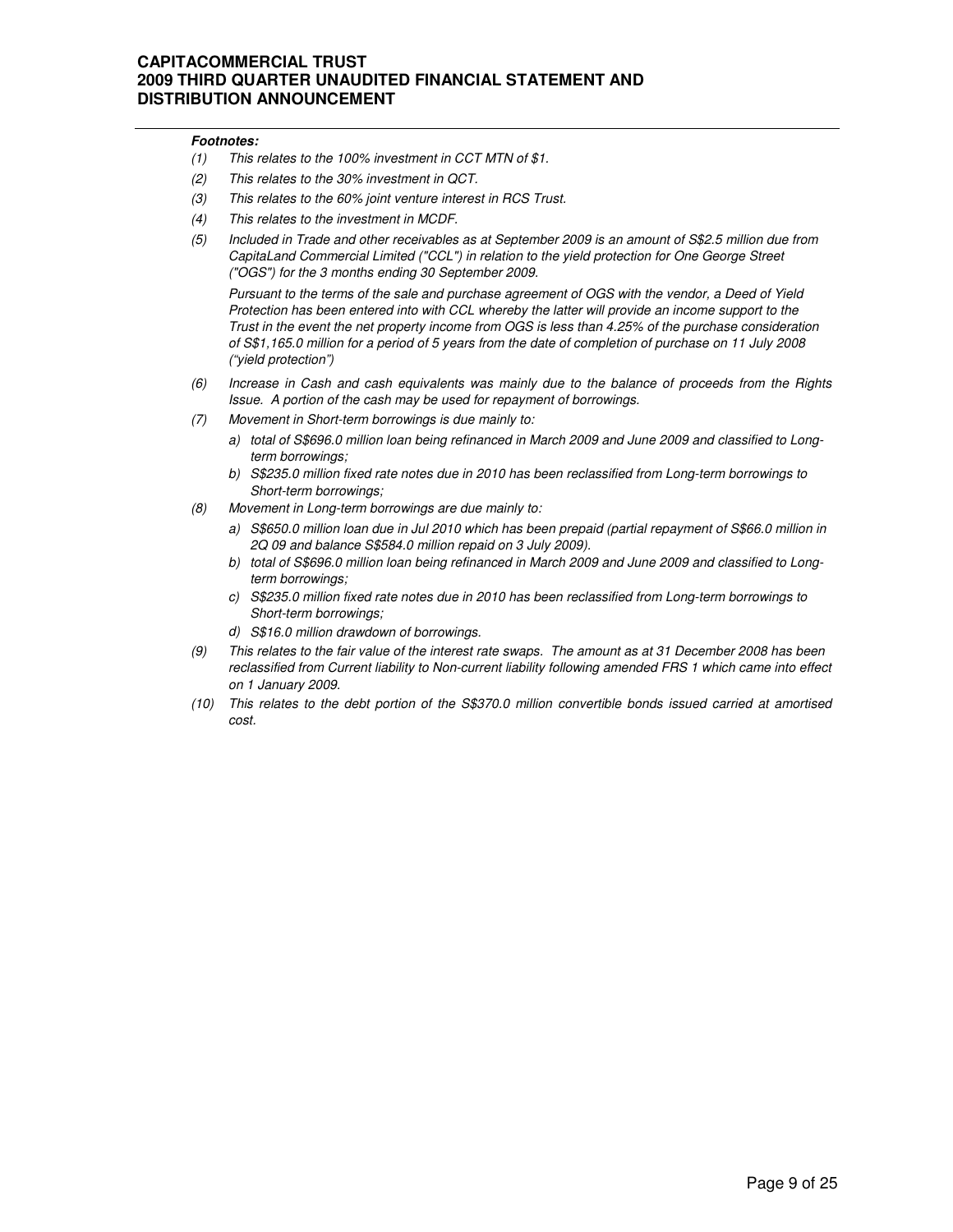***Footnotes:***

*(1) This relates to the 100% investment in CCT MTN of $1.*

*(2) This relates to the 30% investment in QCT.*

*(3) This relates to the 60% joint venture interest in RCS Trust.*

*(4) This relates to the investment in MCDF.*

*(5) Included in Trade and other receivables as at September 2009 is an amount of S$2.5 million due from CapitaLand Commercial Limited ("CCL") in relation to the yield protection for One George Street ("OGS") for the 3 months ending 30 September 2009.*

*Pursuant to the terms of the sale and purchase agreement of OGS with the vendor, a Deed of Yield Protection has been entered into with CCL whereby the latter will provide an income support to the Trust in the event the net property income from OGS is less than 4.25% of the purchase consideration of S$1,165.0 million for a period of 5 years from the date of completion of purchase on 11 July 2008 ("yield protection")*

*(6) Increase in Cash and cash equivalents was mainly due to the balance of proceeds from the Rights Issue. A portion of the cash may be used for repayment of borrowings.*

*(7) Movement in Short-term borrowings is due mainly to:*

*a) total of S$696.0 million loan being refinanced in March 2009 and June 2009 and classified to Long-term borrowings;*

*b) S$235.0 million fixed rate notes due in 2010 has been reclassified from Long-term borrowings to Short-term borrowings;*

*(8) Movement in Long-term borrowings are due mainly to:*

*a) S$650.0 million loan due in Jul 2010 which has been prepaid (partial repayment of S$66.0 million in 2Q 09 and balance S$584.0 million repaid on 3 July 2009).*

*b) total of S$696.0 million loan being refinanced in March 2009 and June 2009 and classified to Long-term borrowings;*

*c) S$235.0 million fixed rate notes due in 2010 has been reclassified from Long-term borrowings to Short-term borrowings;*

*d) S$16.0 million drawdown of borrowings.*

*(9) This relates to the fair value of the interest rate swaps. The amount as at 31 December 2008 has been reclassified from Current liability to Non-current liability following amended FRS 1 which came into effect on 1 January 2009.*

*(10) This relates to the debt portion of the S$370.0 million convertible bonds issued carried at amortised cost.*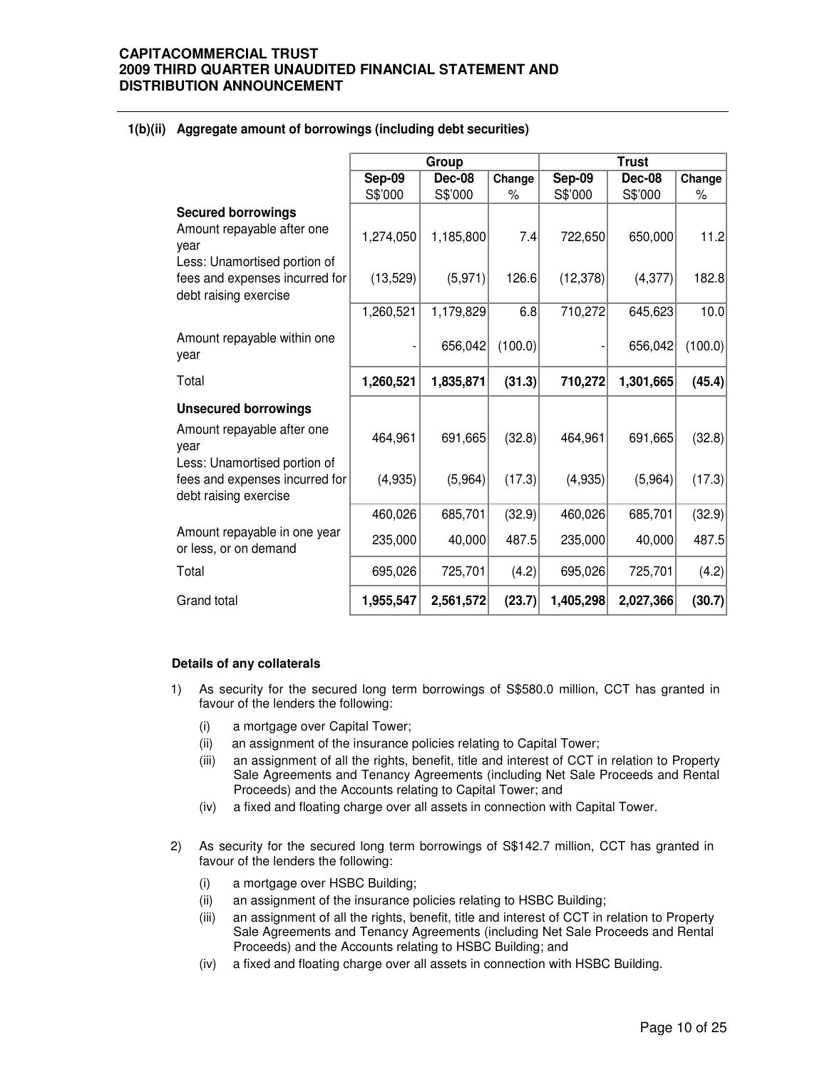### 1(b)(ii) Aggregate amount of borrowings (including debt securities)

| | Group | | | Trust | | |
|---|---|---|---|---|---|---|
| | Sep-09 S$'000 | Dec-08 S$'000 | Change % | Sep-09 S$'000 | Dec-08 S$'000 | Change % |
| **Secured borrowings** | | | | | | |
| Amount repayable after one year | 1,274,050 | 1,185,800 | 7.4 | 722,650 | 650,000 | 11.2 |
| Less: Unamortised portion of fees and expenses incurred for debt raising exercise | (13,529) | (5,971) | 126.6 | (12,378) | (4,377) | 182.8 |
| | 1,260,521 | 1,179,829 | 6.8 | 710,272 | 645,623 | 10.0 |
| Amount repayable within one year | - | 656,042 | (100.0) | - | 656,042 | (100.0) |
| Total | **1,260,521** | **1,835,871** | **(31.3)** | **710,272** | **1,301,665** | **(45.4)** |
| **Unsecured borrowings** | | | | | | |
| Amount repayable after one year | 464,961 | 691,665 | (32.8) | 464,961 | 691,665 | (32.8) |
| Less: Unamortised portion of fees and expenses incurred for debt raising exercise | (4,935) | (5,964) | (17.3) | (4,935) | (5,964) | (17.3) |
| | 460,026 | 685,701 | (32.9) | 460,026 | 685,701 | (32.9) |
| Amount repayable in one year or less, or on demand | 235,000 | 40,000 | 487.5 | 235,000 | 40,000 | 487.5 |
| Total | 695,026 | 725,701 | (4.2) | 695,026 | 725,701 | (4.2) |
| Grand total | **1,955,547** | **2,561,572** | **(23.7)** | **1,405,298** | **2,027,366** | **(30.7)** |

**Details of any collaterals**

1) As security for the secured long term borrowings of S$580.0 million, CCT has granted in favour of the lenders the following:
   - (i) a mortgage over Capital Tower;
   - (ii) an assignment of the insurance policies relating to Capital Tower;
   - (iii) an assignment of all the rights, benefit, title and interest of CCT in relation to Property Sale Agreements and Tenancy Agreements (including Net Sale Proceeds and Rental Proceeds) and the Accounts relating to Capital Tower; and
   - (iv) a fixed and floating charge over all assets in connection with Capital Tower.

2) As security for the secured long term borrowings of S$142.7 million, CCT has granted in favour of the lenders the following:
   - (i) a mortgage over HSBC Building;
   - (ii) an assignment of the insurance policies relating to HSBC Building;
   - (iii) an assignment of all the rights, benefit, title and interest of CCT in relation to Property Sale Agreements and Tenancy Agreements (including Net Sale Proceeds and Rental Proceeds) and the Accounts relating to HSBC Building; and
   - (iv) a fixed and floating charge over all assets in connection with HSBC Building.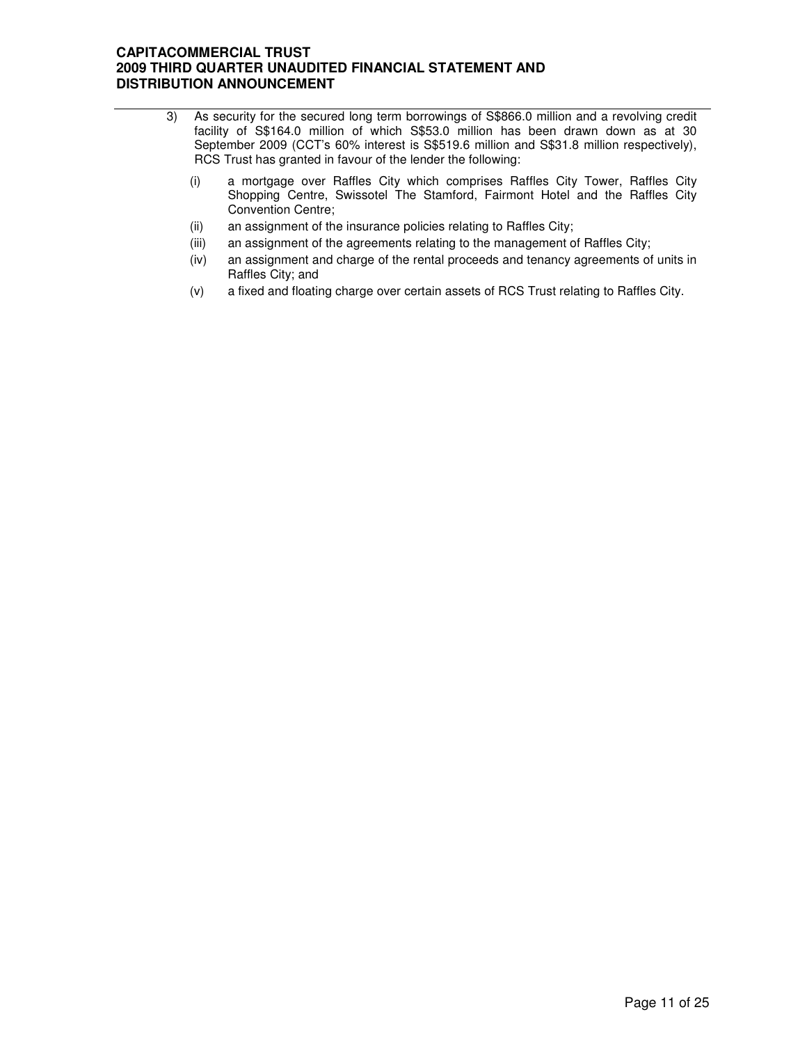3) As security for the secured long term borrowings of S$866.0 million and a revolving credit facility of S$164.0 million of which S$53.0 million has been drawn down as at 30 September 2009 (CCT's 60% interest is S$519.6 million and S$31.8 million respectively), RCS Trust has granted in favour of the lender the following:

   (i) a mortgage over Raffles City which comprises Raffles City Tower, Raffles City Shopping Centre, Swissotel The Stamford, Fairmont Hotel and the Raffles City Convention Centre;

   (ii) an assignment of the insurance policies relating to Raffles City;

   (iii) an assignment of the agreements relating to the management of Raffles City;

   (iv) an assignment and charge of the rental proceeds and tenancy agreements of units in Raffles City; and

   (v) a fixed and floating charge over certain assets of RCS Trust relating to Raffles City.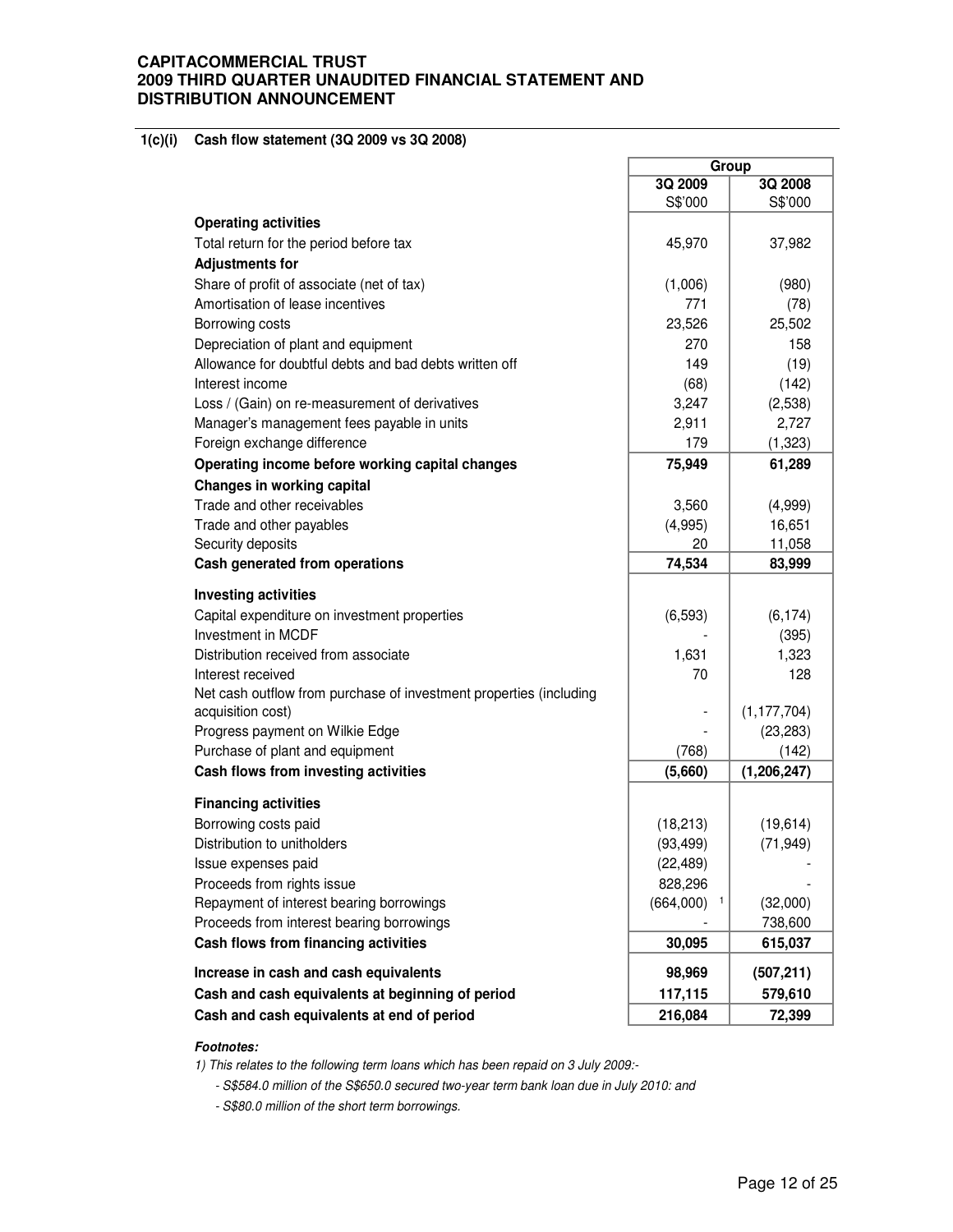**CAPITACOMMERCIAL TRUST**
**2009 THIRD QUARTER UNAUDITED FINANCIAL STATEMENT AND DISTRIBUTION ANNOUNCEMENT**

**1(c)(i) Cash flow statement (3Q 2009 vs 3Q 2008)**

| | Group | |
|---|---|---|
| | 3Q 2009 | 3Q 2008 |
| | S$'000 | S$'000 |
| **Operating activities** | | |
| Total return for the period before tax | 45,970 | 37,982 |
| **Adjustments for** | | |
| Share of profit of associate (net of tax) | (1,006) | (980) |
| Amortisation of lease incentives | 771 | (78) |
| Borrowing costs | 23,526 | 25,502 |
| Depreciation of plant and equipment | 270 | 158 |
| Allowance for doubtful debts and bad debts written off | 149 | (19) |
| Interest income | (68) | (142) |
| Loss / (Gain) on re-measurement of derivatives | 3,247 | (2,538) |
| Manager's management fees payable in units | 2,911 | 2,727 |
| Foreign exchange difference | 179 | (1,323) |
| **Operating income before working capital changes** | **75,949** | **61,289** |
| **Changes in working capital** | | |
| Trade and other receivables | 3,560 | (4,999) |
| Trade and other payables | (4,995) | 16,651 |
| Security deposits | 20 | 11,058 |
| **Cash generated from operations** | **74,534** | **83,999** |
| **Investing activities** | | |
| Capital expenditure on investment properties | (6,593) | (6,174) |
| Investment in MCDF | - | (395) |
| Distribution received from associate | 1,631 | 1,323 |
| Interest received | 70 | 128 |
| Net cash outflow from purchase of investment properties (including acquisition cost) | - | (1,177,704) |
| Progress payment on Wilkie Edge | - | (23,283) |
| Purchase of plant and equipment | (768) | (142) |
| **Cash flows from investing activities** | **(5,660)** | **(1,206,247)** |
| **Financing activities** | | |
| Borrowing costs paid | (18,213) | (19,614) |
| Distribution to unitholders | (93,499) | (71,949) |
| Issue expenses paid | (22,489) | - |
| Proceeds from rights issue | 828,296 | - |
| Repayment of interest bearing borrowings | (664,000) [1] | (32,000) |
| Proceeds from interest bearing borrowings | - | 738,600 |
| **Cash flows from financing activities** | **30,095** | **615,037** |
| **Increase in cash and cash equivalents** | **98,969** | **(507,211)** |
| **Cash and cash equivalents at beginning of period** | **117,115** | **579,610** |
| **Cash and cash equivalents at end of period** | **216,084** | **72,399** |

***Footnotes:***

*1) This relates to the following term loans which has been repaid on 3 July 2009:-*

*- S$584.0 million of the S$650.0 secured two-year term bank loan due in July 2010: and*

*- S$80.0 million of the short term borrowings.*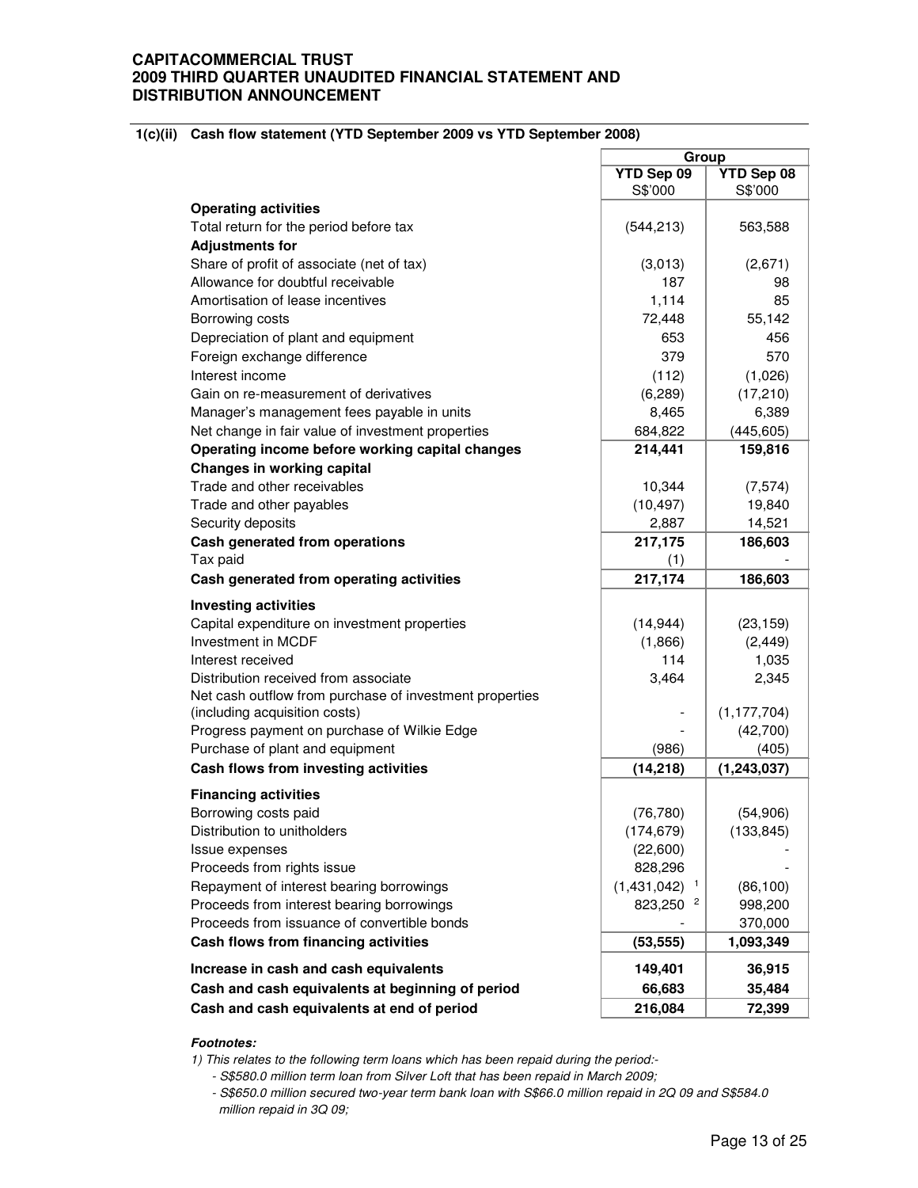**CAPITACOMMERCIAL TRUST**
**2009 THIRD QUARTER UNAUDITED FINANCIAL STATEMENT AND DISTRIBUTION ANNOUNCEMENT**

**1(c)(ii) Cash flow statement (YTD September 2009 vs YTD September 2008)**

| | Group | |
|---|---|---|
| | YTD Sep 09<br>S$'000 | YTD Sep 08<br>S$'000 |
| **Operating activities** | | |
| Total return for the period before tax | (544,213) | 563,588 |
| **Adjustments for** | | |
| Share of profit of associate (net of tax) | (3,013) | (2,671) |
| Allowance for doubtful receivable | 187 | 98 |
| Amortisation of lease incentives | 1,114 | 85 |
| Borrowing costs | 72,448 | 55,142 |
| Depreciation of plant and equipment | 653 | 456 |
| Foreign exchange difference | 379 | 570 |
| Interest income | (112) | (1,026) |
| Gain on re-measurement of derivatives | (6,289) | (17,210) |
| Manager's management fees payable in units | 8,465 | 6,389 |
| Net change in fair value of investment properties | 684,822 | (445,605) |
| **Operating income before working capital changes** | **214,441** | **159,816** |
| **Changes in working capital** | | |
| Trade and other receivables | 10,344 | (7,574) |
| Trade and other payables | (10,497) | 19,840 |
| Security deposits | 2,887 | 14,521 |
| **Cash generated from operations** | **217,175** | **186,603** |
| Tax paid | (1) | - |
| **Cash generated from operating activities** | **217,174** | **186,603** |
| **Investing activities** | | |
| Capital expenditure on investment properties | (14,944) | (23,159) |
| Investment in MCDF | (1,866) | (2,449) |
| Interest received | 114 | 1,035 |
| Distribution received from associate | 3,464 | 2,345 |
| Net cash outflow from purchase of investment properties (including acquisition costs) | - | (1,177,704) |
| Progress payment on purchase of Wilkie Edge | - | (42,700) |
| Purchase of plant and equipment | (986) | (405) |
| **Cash flows from investing activities** | **(14,218)** | **(1,243,037)** |
| **Financing activities** | | |
| Borrowing costs paid | (76,780) | (54,906) |
| Distribution to unitholders | (174,679) | (133,845) |
| Issue expenses | (22,600) | - |
| Proceeds from rights issue | 828,296 | - |
| Repayment of interest bearing borrowings | (1,431,042) [1] | (86,100) |
| Proceeds from interest bearing borrowings | 823,250 [2] | 998,200 |
| Proceeds from issuance of convertible bonds | - | 370,000 |
| **Cash flows from financing activities** | **(53,555)** | **1,093,349** |
| **Increase in cash and cash equivalents** | **149,401** | **36,915** |
| **Cash and cash equivalents at beginning of period** | **66,683** | **35,484** |
| **Cash and cash equivalents at end of period** | **216,084** | **72,399** |

***Footnotes:***

*1) This relates to the following term loans which has been repaid during the period:-*

- *S$580.0 million term loan from Silver Loft that has been repaid in March 2009;*
- *S$650.0 million secured two-year term bank loan with S$66.0 million repaid in 2Q 09 and S$584.0 million repaid in 3Q 09;*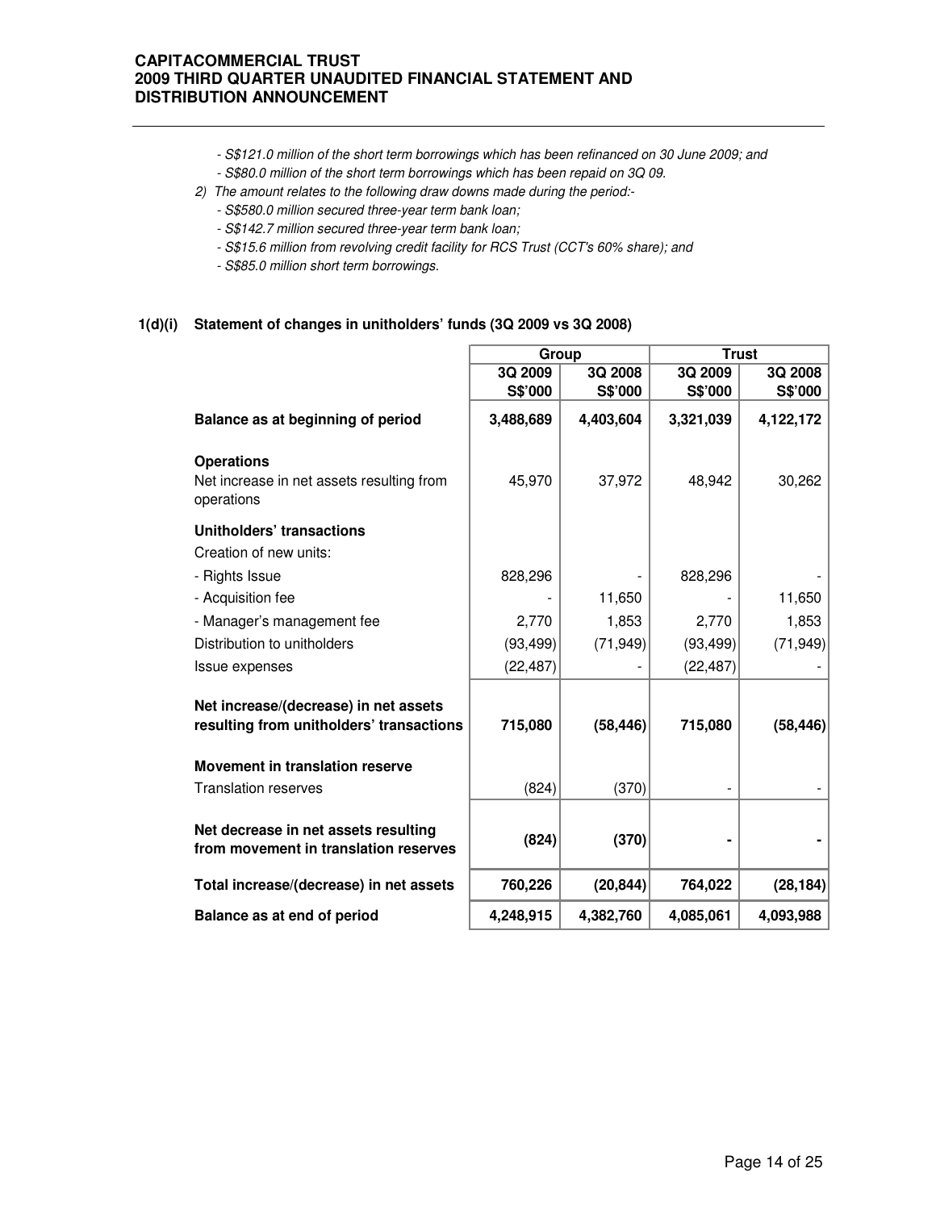*- S$121.0 million of the short term borrowings which has been refinanced on 30 June 2009; and*
*- S$80.0 million of the short term borrowings which has been repaid on 3Q 09.*

*2) The amount relates to the following draw downs made during the period:-*
*- S$580.0 million secured three-year term bank loan;*
*- S$142.7 million secured three-year term bank loan;*
*- S$15.6 million from revolving credit facility for RCS Trust (CCT's 60% share); and*
*- S$85.0 million short term borrowings.*

**1(d)(i) Statement of changes in unitholders' funds (3Q 2009 vs 3Q 2008)**

| | Group | | Trust | |
|---|---|---|---|---|
| | 3Q 2009 S$'000 | 3Q 2008 S$'000 | 3Q 2009 S$'000 | 3Q 2008 S$'000 |
| **Balance as at beginning of period** | **3,488,689** | **4,403,604** | **3,321,039** | **4,122,172** |
| **Operations** | | | | |
| Net increase in net assets resulting from operations | 45,970 | 37,972 | 48,942 | 30,262 |
| **Unitholders' transactions** | | | | |
| Creation of new units: | | | | |
| - Rights Issue | 828,296 | - | 828,296 | - |
| - Acquisition fee | - | 11,650 | - | 11,650 |
| - Manager's management fee | 2,770 | 1,853 | 2,770 | 1,853 |
| Distribution to unitholders | (93,499) | (71,949) | (93,499) | (71,949) |
| Issue expenses | (22,487) | - | (22,487) | - |
| **Net increase/(decrease) in net assets resulting from unitholders' transactions** | **715,080** | **(58,446)** | **715,080** | **(58,446)** |
| **Movement in translation reserve** | | | | |
| Translation reserves | (824) | (370) | - | - |
| **Net decrease in net assets resulting from movement in translation reserves** | **(824)** | **(370)** | **-** | **-** |
| **Total increase/(decrease) in net assets** | **760,226** | **(20,844)** | **764,022** | **(28,184)** |
| **Balance as at end of period** | **4,248,915** | **4,382,760** | **4,085,061** | **4,093,988** |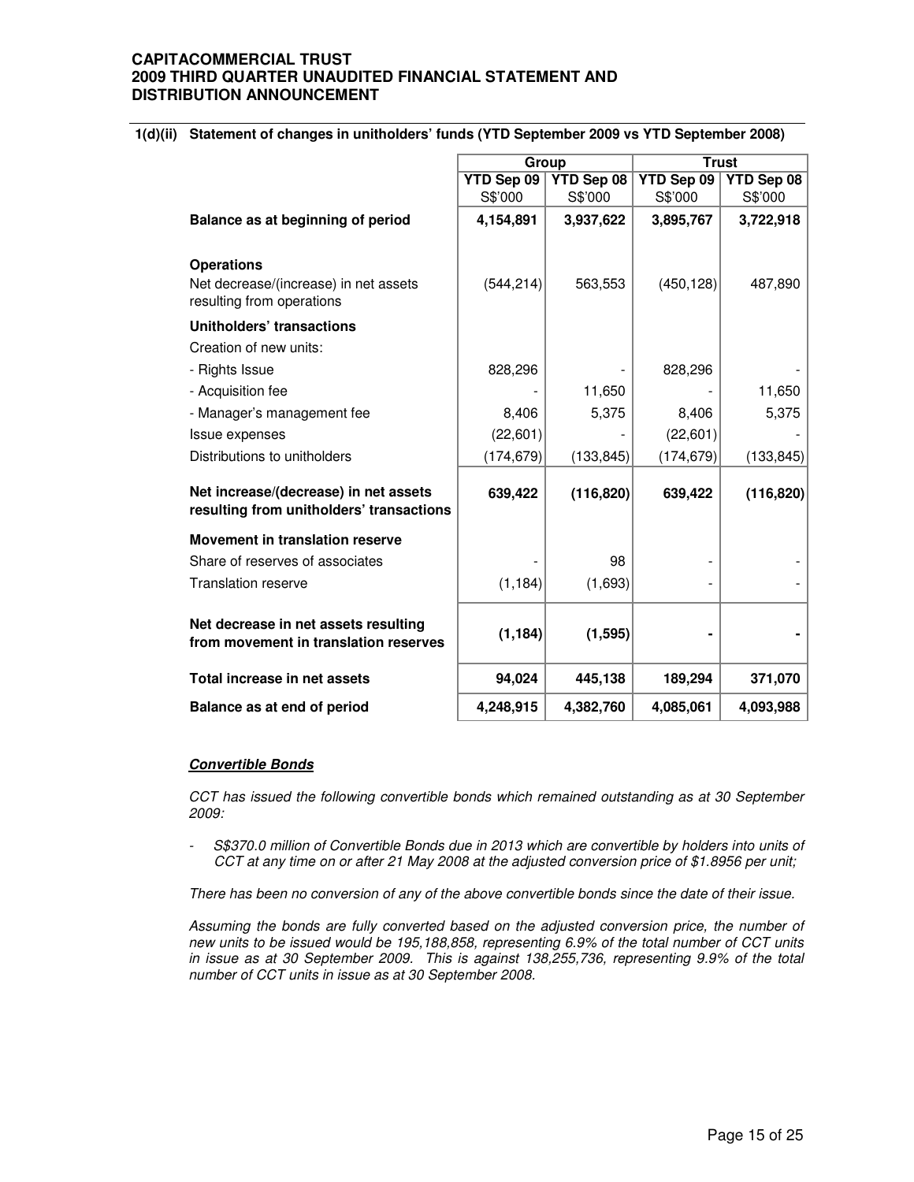#### 1(d)(ii) Statement of changes in unitholders' funds (YTD September 2009 vs YTD September 2008)

| | Group | | Trust | |
|---|---|---|---|---|
| | YTD Sep 09 S$'000 | YTD Sep 08 S$'000 | YTD Sep 09 S$'000 | YTD Sep 08 S$'000 |
| **Balance as at beginning of period** | **4,154,891** | **3,937,622** | **3,895,767** | **3,722,918** |
| **Operations** | | | | |
| Net decrease/(increase) in net assets resulting from operations | (544,214) | 563,553 | (450,128) | 487,890 |
| **Unitholders' transactions** | | | | |
| Creation of new units: | | | | |
| - Rights Issue | 828,296 | - | 828,296 | - |
| - Acquisition fee | - | 11,650 | - | 11,650 |
| - Manager's management fee | 8,406 | 5,375 | 8,406 | 5,375 |
| Issue expenses | (22,601) | - | (22,601) | - |
| Distributions to unitholders | (174,679) | (133,845) | (174,679) | (133,845) |
| **Net increase/(decrease) in net assets resulting from unitholders' transactions** | **639,422** | **(116,820)** | **639,422** | **(116,820)** |
| **Movement in translation reserve** | | | | |
| Share of reserves of associates | - | 98 | - | - |
| Translation reserve | (1,184) | (1,693) | - | - |
| **Net decrease in net assets resulting from movement in translation reserves** | **(1,184)** | **(1,595)** | **-** | **-** |
| **Total increase in net assets** | **94,024** | **445,138** | **189,294** | **371,070** |
| **Balance as at end of period** | **4,248,915** | **4,382,760** | **4,085,061** | **4,093,988** |

***Convertible Bonds***

*CCT has issued the following convertible bonds which remained outstanding as at 30 September 2009:*

- *S$370.0 million of Convertible Bonds due in 2013 which are convertible by holders into units of CCT at any time on or after 21 May 2008 at the adjusted conversion price of $1.8956 per unit;*

*There has been no conversion of any of the above convertible bonds since the date of their issue.*

*Assuming the bonds are fully converted based on the adjusted conversion price, the number of new units to be issued would be 195,188,858, representing 6.9% of the total number of CCT units in issue as at 30 September 2009. This is against 138,255,736, representing 9.9% of the total number of CCT units in issue as at 30 September 2008.*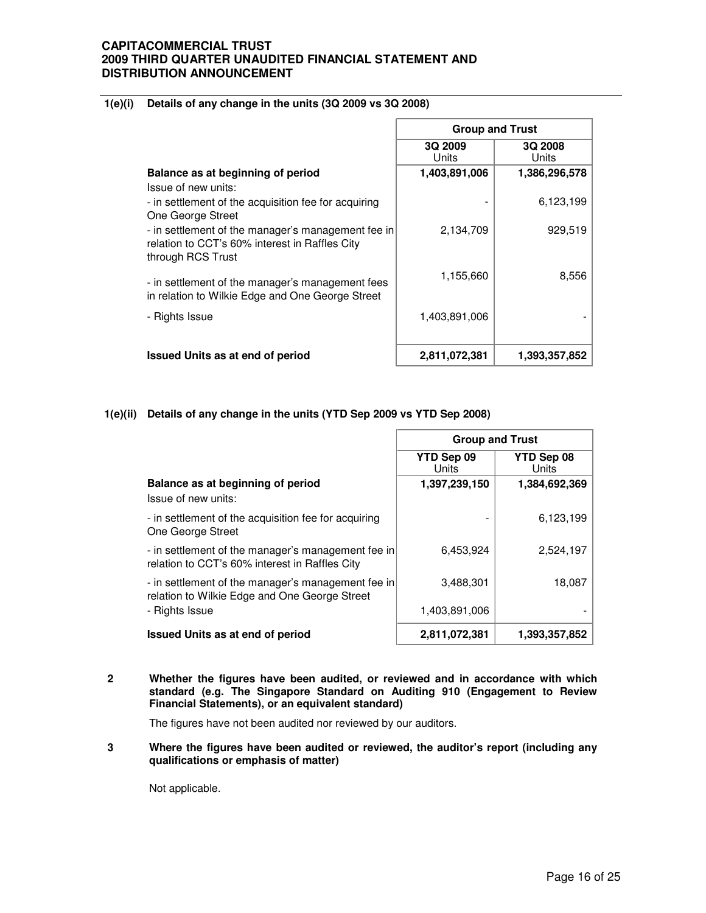### 1(e)(i) Details of any change in the units (3Q 2009 vs 3Q 2008)

| | Group and Trust | |
|---|---|---|
| | 3Q 2009<br>Units | 3Q 2008<br>Units |
| **Balance as at beginning of period** | **1,403,891,006** | **1,386,296,578** |
| Issue of new units: | | |
| - in settlement of the acquisition fee for acquiring One George Street | - | 6,123,199 |
| - in settlement of the manager's management fee in relation to CCT's 60% interest in Raffles City through RCS Trust | 2,134,709 | 929,519 |
| - in settlement of the manager's management fees in relation to Wilkie Edge and One George Street | 1,155,660 | 8,556 |
| - Rights Issue | 1,403,891,006 | - |
| **Issued Units as at end of period** | **2,811,072,381** | **1,393,357,852** |

### 1(e)(ii) Details of any change in the units (YTD Sep 2009 vs YTD Sep 2008)

| | Group and Trust | |
|---|---|---|
| | YTD Sep 09<br>Units | YTD Sep 08<br>Units |
| **Balance as at beginning of period** | **1,397,239,150** | **1,384,692,369** |
| Issue of new units: | | |
| - in settlement of the acquisition fee for acquiring One George Street | - | 6,123,199 |
| - in settlement of the manager's management fee in relation to CCT's 60% interest in Raffles City | 6,453,924 | 2,524,197 |
| - in settlement of the manager's management fee in relation to Wilkie Edge and One George Street | 3,488,301 | 18,087 |
| - Rights Issue | 1,403,891,006 | - |
| **Issued Units as at end of period** | **2,811,072,381** | **1,393,357,852** |

**2 Whether the figures have been audited, or reviewed and in accordance with which standard (e.g. The Singapore Standard on Auditing 910 (Engagement to Review Financial Statements), or an equivalent standard)**

The figures have not been audited nor reviewed by our auditors.

**3 Where the figures have been audited or reviewed, the auditor's report (including any qualifications or emphasis of matter)**

Not applicable.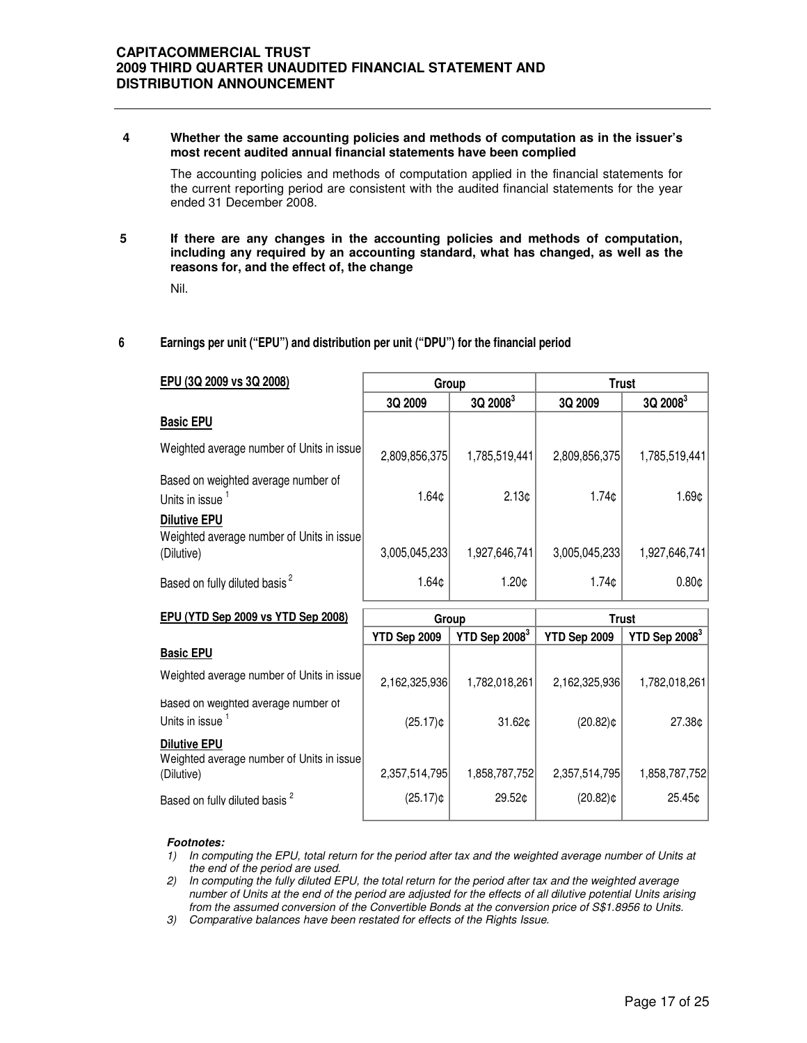## 4 Whether the same accounting policies and methods of computation as in the issuer's most recent audited annual financial statements have been complied

The accounting policies and methods of computation applied in the financial statements for the current reporting period are consistent with the audited financial statements for the year ended 31 December 2008.

## 5 If there are any changes in the accounting policies and methods of computation, including any required by an accounting standard, what has changed, as well as the reasons for, and the effect of, the change

Nil.

## 6 Earnings per unit ("EPU") and distribution per unit ("DPU") for the financial period

| EPU (3Q 2009 vs 3Q 2008) | Group | | Trust | |
|---|---|---|---|---|
| | 3Q 2009 | 3Q 2008[3] | 3Q 2009 | 3Q 2008[3] |
| **Basic EPU** | | | | |
| Weighted average number of Units in issue | 2,809,856,375 | 1,785,519,441 | 2,809,856,375 | 1,785,519,441 |
| Based on weighted average number of Units in issue [1] | 1.64¢ | 2.13¢ | 1.74¢ | 1.69¢ |
| **Dilutive EPU** | | | | |
| Weighted average number of Units in issue (Dilutive) | 3,005,045,233 | 1,927,646,741 | 3,005,045,233 | 1,927,646,741 |
| Based on fully diluted basis [2] | 1.64¢ | 1.20¢ | 1.74¢ | 0.80¢ |

| EPU (YTD Sep 2009 vs YTD Sep 2008) | Group | | Trust | |
|---|---|---|---|---|
| | YTD Sep 2009 | YTD Sep 2008[3] | YTD Sep 2009 | YTD Sep 2008[3] |
| **Basic EPU** | | | | |
| Weighted average number of Units in issue | 2,162,325,936 | 1,782,018,261 | 2,162,325,936 | 1,782,018,261 |
| Based on weighted average number of Units in issue [1] | (25.17)¢ | 31.62¢ | (20.82)¢ | 27.38¢ |
| **Dilutive EPU** | | | | |
| Weighted average number of Units in issue (Dilutive) | 2,357,514,795 | 1,858,787,752 | 2,357,514,795 | 1,858,787,752 |
| Based on fully diluted basis [2] | (25.17)¢ | 29.52¢ | (20.82)¢ | 25.45¢ |

***Footnotes:***

1) *In computing the EPU, total return for the period after tax and the weighted average number of Units at the end of the period are used.*
2) *In computing the fully diluted EPU, the total return for the period after tax and the weighted average number of Units at the end of the period are adjusted for the effects of all dilutive potential Units arising from the assumed conversion of the Convertible Bonds at the conversion price of S$1.8956 to Units.*
3) *Comparative balances have been restated for effects of the Rights Issue.*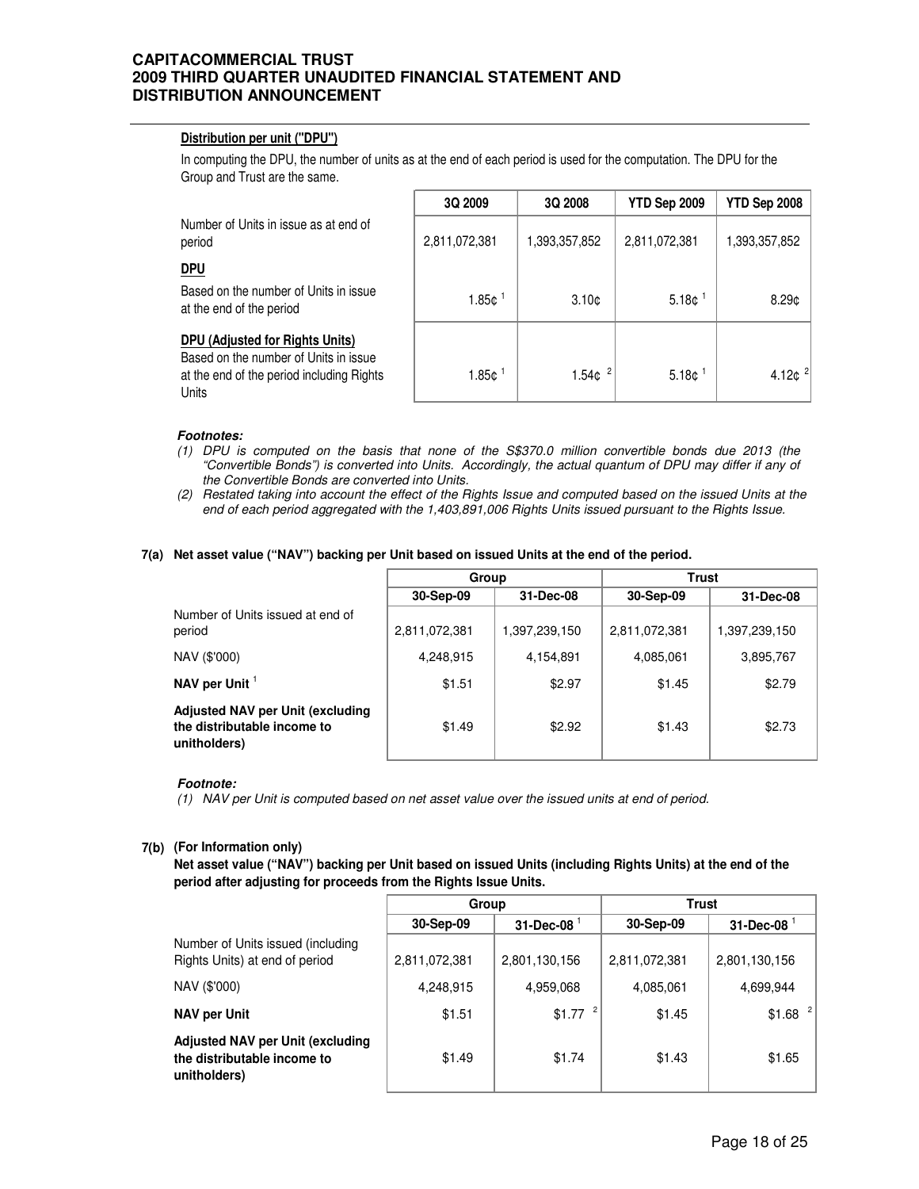**Distribution per unit ("DPU")**

In computing the DPU, the number of units as at the end of each period is used for the computation. The DPU for the Group and Trust are the same.

| | 3Q 2009 | 3Q 2008 | YTD Sep 2009 | YTD Sep 2008 |
|---|---|---|---|---|
| Number of Units in issue as at end of period | 2,811,072,381 | 1,393,357,852 | 2,811,072,381 | 1,393,357,852 |
| **DPU** | | | | |
| Based on the number of Units in issue at the end of the period | 1.85¢ [1] | 3.10¢ | 5.18¢ [1] | 8.29¢ |
| **DPU (Adjusted for Rights Units)** Based on the number of Units in issue at the end of the period including Rights Units | 1.85¢ [1] | 1.54¢ [2] | 5.18¢ [1] | 4.12¢ [2] |

***Footnotes:***

*(1) DPU is computed on the basis that none of the S$370.0 million convertible bonds due 2013 (the "Convertible Bonds") is converted into Units. Accordingly, the actual quantum of DPU may differ if any of the Convertible Bonds are converted into Units.*

*(2) Restated taking into account the effect of the Rights Issue and computed based on the issued Units at the end of each period aggregated with the 1,403,891,006 Rights Units issued pursuant to the Rights Issue.*

**7(a) Net asset value ("NAV") backing per Unit based on issued Units at the end of the period.**

| | Group | | Trust | |
|---|---|---|---|---|
| | 30-Sep-09 | 31-Dec-08 | 30-Sep-09 | 31-Dec-08 |
| Number of Units issued at end of period | 2,811,072,381 | 1,397,239,150 | 2,811,072,381 | 1,397,239,150 |
| NAV ($'000) | 4,248,915 | 4,154,891 | 4,085,061 | 3,895,767 |
| **NAV per Unit** [1] | $1.51 | $2.97 | $1.45 | $2.79 |
| **Adjusted NAV per Unit (excluding the distributable income to unitholders)** | $1.49 | $2.92 | $1.43 | $2.73 |

***Footnote:***

*(1) NAV per Unit is computed based on net asset value over the issued units at end of period.*

**7(b) (For Information only)**

**Net asset value ("NAV") backing per Unit based on issued Units (including Rights Units) at the end of the period after adjusting for proceeds from the Rights Issue Units.**

| | Group | | Trust | |
|---|---|---|---|---|
| | 30-Sep-09 | 31-Dec-08 [1] | 30-Sep-09 | 31-Dec-08 [1] |
| Number of Units issued (including Rights Units) at end of period | 2,811,072,381 | 2,801,130,156 | 2,811,072,381 | 2,801,130,156 |
| NAV ($'000) | 4,248,915 | 4,959,068 | 4,085,061 | 4,699,944 |
| **NAV per Unit** | $1.51 | $1.77 [2] | $1.45 | $1.68 [2] |
| **Adjusted NAV per Unit (excluding the distributable income to unitholders)** | $1.49 | $1.74 | $1.43 | $1.65 |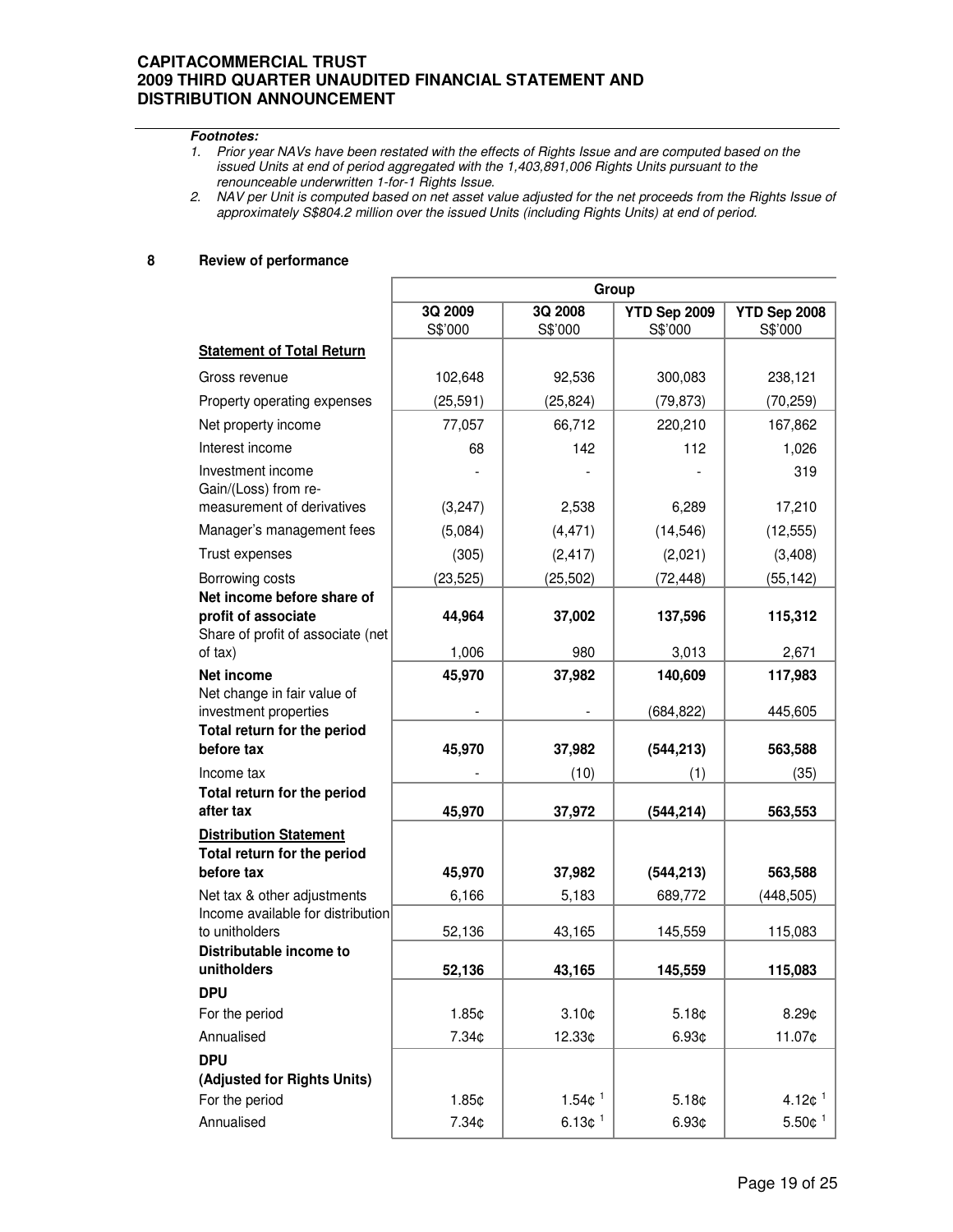***Footnotes:***

1. *Prior year NAVs have been restated with the effects of Rights Issue and are computed based on the issued Units at end of period aggregated with the 1,403,891,006 Rights Units pursuant to the renounceable underwritten 1-for-1 Rights Issue.*
2. *NAV per Unit is computed based on net asset value adjusted for the net proceeds from the Rights Issue of approximately S$804.2 million over the issued Units (including Rights Units) at end of period.*

## 8 Review of performance

| | Group | | | |
|---|---|---|---|---|
| | **3Q 2009** S$'000 | **3Q 2008** S$'000 | **YTD Sep 2009** S$'000 | **YTD Sep 2008** S$'000 |
| **Statement of Total Return** | | | | |
| Gross revenue | 102,648 | 92,536 | 300,083 | 238,121 |
| Property operating expenses | (25,591) | (25,824) | (79,873) | (70,259) |
| Net property income | 77,057 | 66,712 | 220,210 | 167,862 |
| Interest income | 68 | 142 | 112 | 1,026 |
| Investment income | - | - | - | 319 |
| Gain/(Loss) from re-measurement of derivatives | (3,247) | 2,538 | 6,289 | 17,210 |
| Manager's management fees | (5,084) | (4,471) | (14,546) | (12,555) |
| Trust expenses | (305) | (2,417) | (2,021) | (3,408) |
| Borrowing costs | (23,525) | (25,502) | (72,448) | (55,142) |
| **Net income before share of profit of associate** | **44,964** | **37,002** | **137,596** | **115,312** |
| Share of profit of associate (net of tax) | 1,006 | 980 | 3,013 | 2,671 |
| **Net income** | **45,970** | **37,982** | **140,609** | **117,983** |
| Net change in fair value of investment properties | - | - | (684,822) | 445,605 |
| **Total return for the period before tax** | **45,970** | **37,982** | **(544,213)** | **563,588** |
| Income tax | - | (10) | (1) | (35) |
| **Total return for the period after tax** | **45,970** | **37,972** | **(544,214)** | **563,553** |
| **Distribution Statement** | | | | |
| **Total return for the period before tax** | **45,970** | **37,982** | **(544,213)** | **563,588** |
| Net tax & other adjustments | 6,166 | 5,183 | 689,772 | (448,505) |
| Income available for distribution to unitholders | 52,136 | 43,165 | 145,559 | 115,083 |
| **Distributable income to unitholders** | **52,136** | **43,165** | **145,559** | **115,083** |
| **DPU** | | | | |
| For the period | 1.85¢ | 3.10¢ | 5.18¢ | 8.29¢ |
| Annualised | 7.34¢ | 12.33¢ | 6.93¢ | 11.07¢ |
| **DPU (Adjusted for Rights Units)** | | | | |
| For the period | 1.85¢ | 1.54¢ [1] | 5.18¢ | 4.12¢ [1] |
| Annualised | 7.34¢ | 6.13¢ [1] | 6.93¢ | 5.50¢ [1] |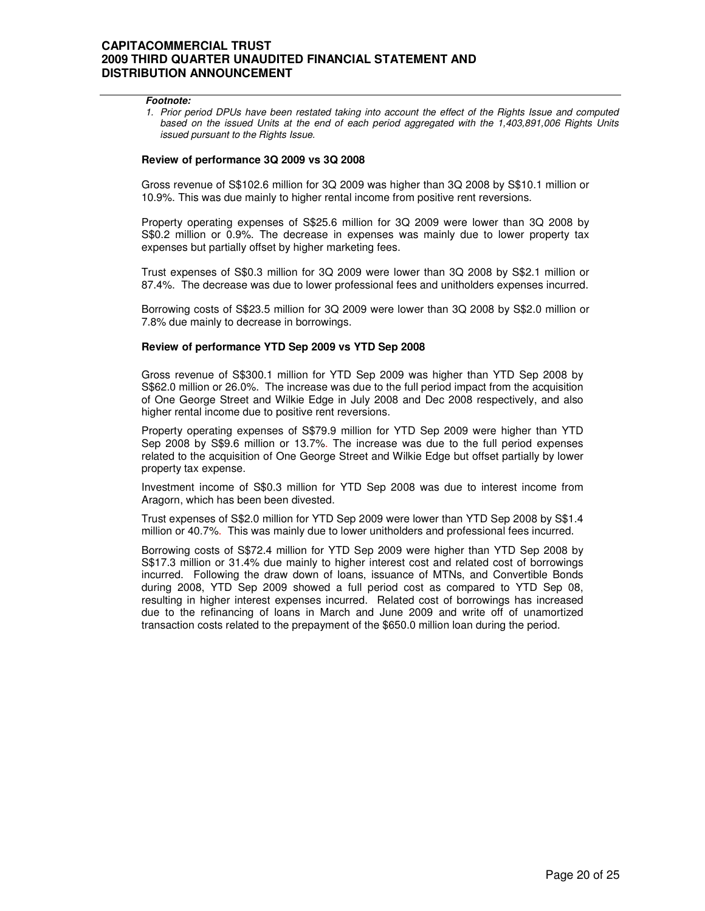***Footnote:***

1. *Prior period DPUs have been restated taking into account the effect of the Rights Issue and computed based on the issued Units at the end of each period aggregated with the 1,403,891,006 Rights Units issued pursuant to the Rights Issue.*

**Review of performance 3Q 2009 vs 3Q 2008**

Gross revenue of S$102.6 million for 3Q 2009 was higher than 3Q 2008 by S$10.1 million or 10.9%. This was due mainly to higher rental income from positive rent reversions.

Property operating expenses of S$25.6 million for 3Q 2009 were lower than 3Q 2008 by S$0.2 million or 0.9%. The decrease in expenses was mainly due to lower property tax expenses but partially offset by higher marketing fees.

Trust expenses of S$0.3 million for 3Q 2009 were lower than 3Q 2008 by S$2.1 million or 87.4%. The decrease was due to lower professional fees and unitholders expenses incurred.

Borrowing costs of S$23.5 million for 3Q 2009 were lower than 3Q 2008 by S$2.0 million or 7.8% due mainly to decrease in borrowings.

**Review of performance YTD Sep 2009 vs YTD Sep 2008**

Gross revenue of S$300.1 million for YTD Sep 2009 was higher than YTD Sep 2008 by S$62.0 million or 26.0%. The increase was due to the full period impact from the acquisition of One George Street and Wilkie Edge in July 2008 and Dec 2008 respectively, and also higher rental income due to positive rent reversions.

Property operating expenses of S$79.9 million for YTD Sep 2009 were higher than YTD Sep 2008 by S$9.6 million or 13.7%. The increase was due to the full period expenses related to the acquisition of One George Street and Wilkie Edge but offset partially by lower property tax expense.

Investment income of S$0.3 million for YTD Sep 2008 was due to interest income from Aragorn, which has been been divested.

Trust expenses of S$2.0 million for YTD Sep 2009 were lower than YTD Sep 2008 by S$1.4 million or 40.7%. This was mainly due to lower unitholders and professional fees incurred.

Borrowing costs of S$72.4 million for YTD Sep 2009 were higher than YTD Sep 2008 by S$17.3 million or 31.4% due mainly to higher interest cost and related cost of borrowings incurred. Following the draw down of loans, issuance of MTNs, and Convertible Bonds during 2008, YTD Sep 2009 showed a full period cost as compared to YTD Sep 08, resulting in higher interest expenses incurred. Related cost of borrowings has increased due to the refinancing of loans in March and June 2009 and write off of unamortized transaction costs related to the prepayment of the $650.0 million loan during the period.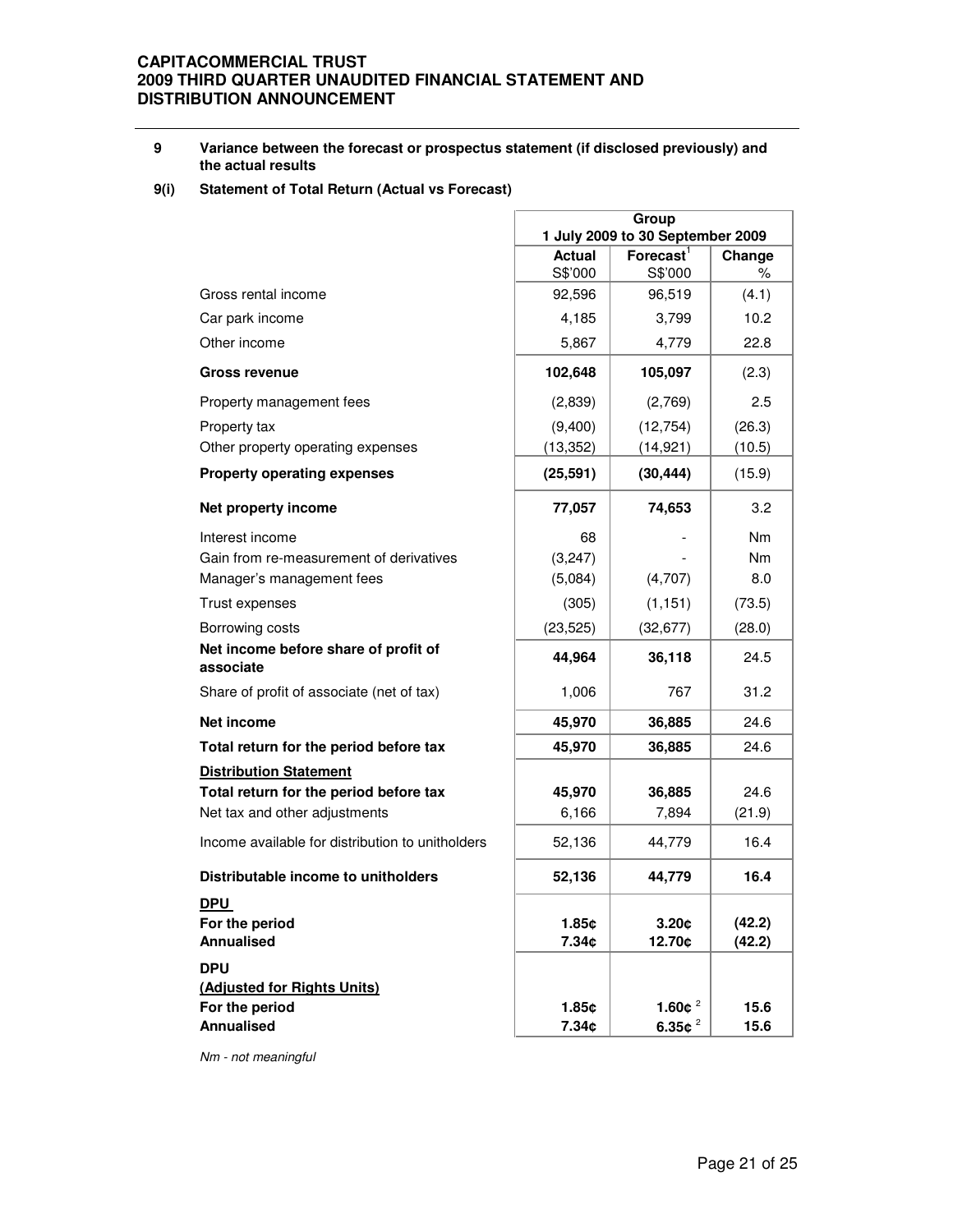## 9 Variance between the forecast or prospectus statement (if disclosed previously) and the actual results

### 9(i) Statement of Total Return (Actual vs Forecast)

| | Group | | |
|---|---|---|---|
| | 1 July 2009 to 30 September 2009 | | |
| | Actual S$'000 | Forecast[1] S$'000 | Change % |
| Gross rental income | 92,596 | 96,519 | (4.1) |
| Car park income | 4,185 | 3,799 | 10.2 |
| Other income | 5,867 | 4,779 | 22.8 |
| **Gross revenue** | **102,648** | **105,097** | (2.3) |
| Property management fees | (2,839) | (2,769) | 2.5 |
| Property tax | (9,400) | (12,754) | (26.3) |
| Other property operating expenses | (13,352) | (14,921) | (10.5) |
| **Property operating expenses** | **(25,591)** | **(30,444)** | (15.9) |
| **Net property income** | **77,057** | **74,653** | 3.2 |
| Interest income | 68 | - | Nm |
| Gain from re-measurement of derivatives | (3,247) | - | Nm |
| Manager's management fees | (5,084) | (4,707) | 8.0 |
| Trust expenses | (305) | (1,151) | (73.5) |
| Borrowing costs | (23,525) | (32,677) | (28.0) |
| **Net income before share of profit of associate** | **44,964** | **36,118** | 24.5 |
| Share of profit of associate (net of tax) | 1,006 | 767 | 31.2 |
| **Net income** | **45,970** | **36,885** | 24.6 |
| **Total return for the period before tax** | **45,970** | **36,885** | 24.6 |
| **Distribution Statement** | | | |
| **Total return for the period before tax** | **45,970** | **36,885** | 24.6 |
| Net tax and other adjustments | 6,166 | 7,894 | (21.9) |
| Income available for distribution to unitholders | 52,136 | 44,779 | 16.4 |
| **Distributable income to unitholders** | **52,136** | **44,779** | **16.4** |
| **DPU** | | | |
| **For the period** | **1.85¢** | **3.20¢** | **(42.2)** |
| **Annualised** | **7.34¢** | **12.70¢** | **(42.2)** |
| **DPU (Adjusted for Rights Units)** | | | |
| **For the period** | **1.85¢** | **1.60¢** [2] | **15.6** |
| **Annualised** | **7.34¢** | **6.35¢** [2] | **15.6** |

*Nm - not meaningful*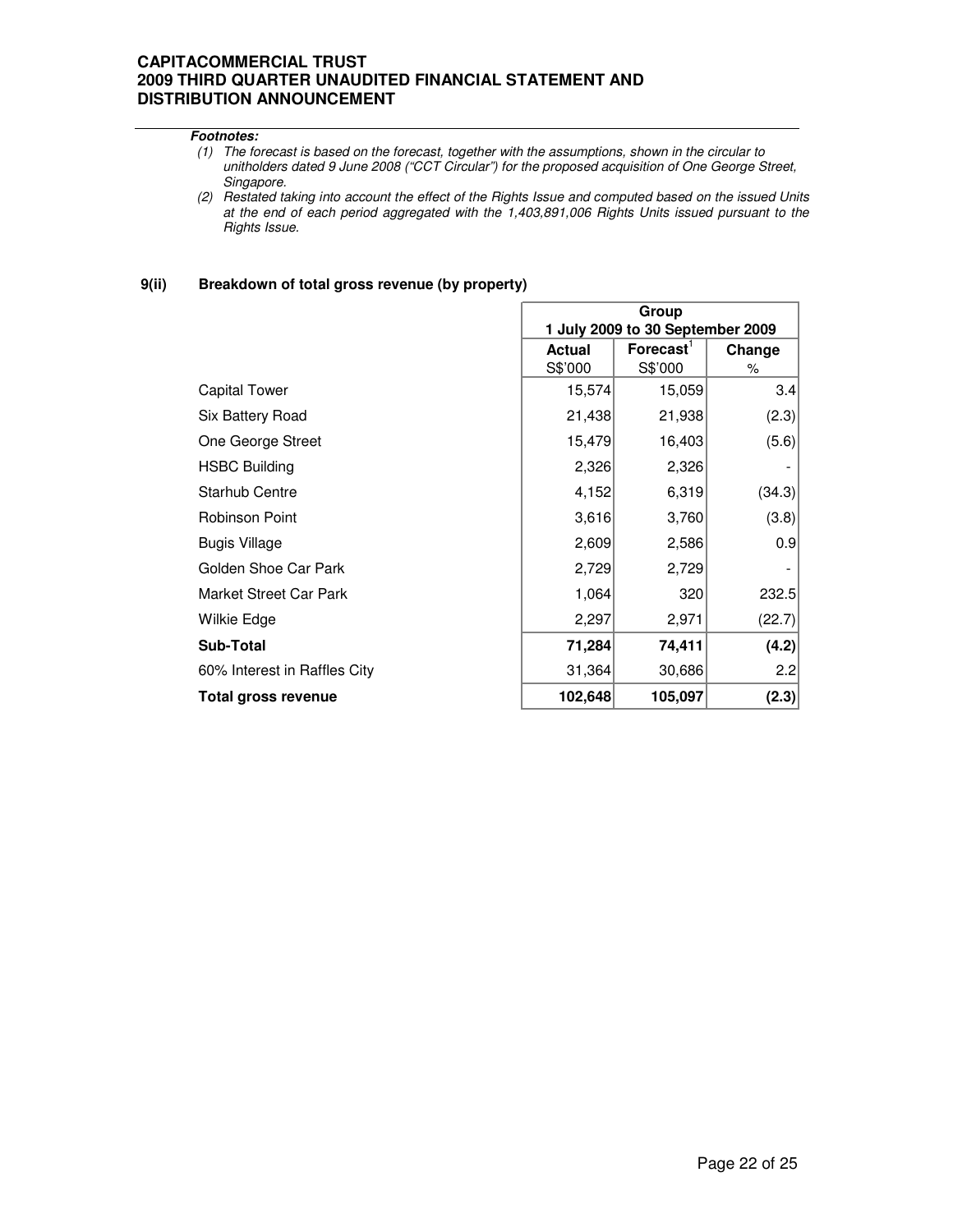***Footnotes:***

*(1) The forecast is based on the forecast, together with the assumptions, shown in the circular to unitholders dated 9 June 2008 ("CCT Circular") for the proposed acquisition of One George Street, Singapore.*

*(2) Restated taking into account the effect of the Rights Issue and computed based on the issued Units at the end of each period aggregated with the 1,403,891,006 Rights Units issued pursuant to the Rights Issue.*

**9(ii) Breakdown of total gross revenue (by property)**

| | Group<br>1 July 2009 to 30 September 2009 | | |
|---|---|---|---|
| | **Actual**<br>S$'000 | **Forecast**[1]<br>S$'000 | **Change**<br>% |
| Capital Tower | 15,574 | 15,059 | 3.4 |
| Six Battery Road | 21,438 | 21,938 | (2.3) |
| One George Street | 15,479 | 16,403 | (5.6) |
| HSBC Building | 2,326 | 2,326 | - |
| Starhub Centre | 4,152 | 6,319 | (34.3) |
| Robinson Point | 3,616 | 3,760 | (3.8) |
| Bugis Village | 2,609 | 2,586 | 0.9 |
| Golden Shoe Car Park | 2,729 | 2,729 | - |
| Market Street Car Park | 1,064 | 320 | 232.5 |
| Wilkie Edge | 2,297 | 2,971 | (22.7) |
| **Sub-Total** | **71,284** | **74,411** | **(4.2)** |
| 60% Interest in Raffles City | 31,364 | 30,686 | 2.2 |
| **Total gross revenue** | **102,648** | **105,097** | **(2.3)** |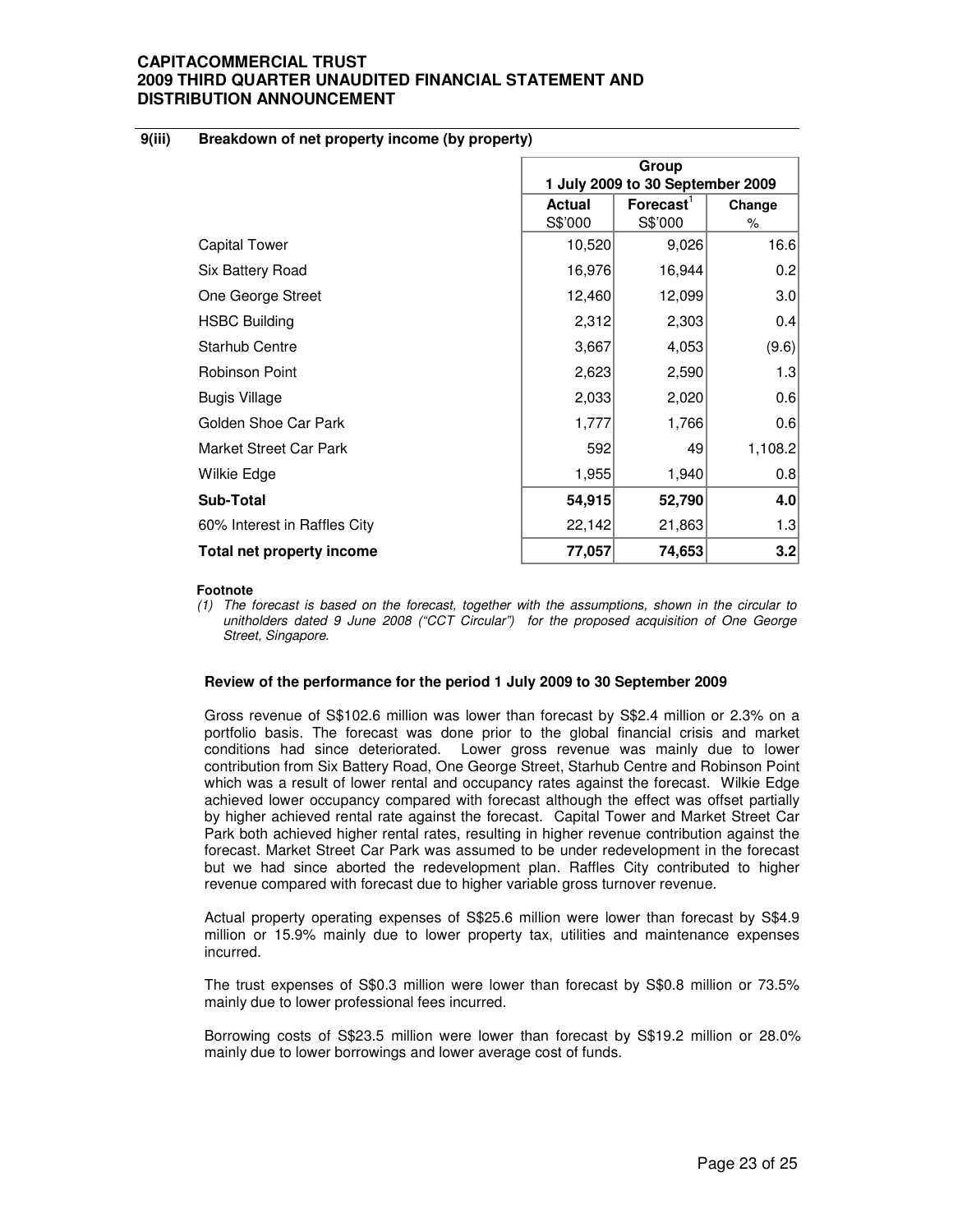### 9(iii) Breakdown of net property income (by property)

| | Group<br>1 July 2009 to 30 September 2009 | | |
|---|---|---|---|
| | Actual<br>S$'000 | Forecast[1]<br>S$'000 | Change<br>% |
| Capital Tower | 10,520 | 9,026 | 16.6 |
| Six Battery Road | 16,976 | 16,944 | 0.2 |
| One George Street | 12,460 | 12,099 | 3.0 |
| HSBC Building | 2,312 | 2,303 | 0.4 |
| Starhub Centre | 3,667 | 4,053 | (9.6) |
| Robinson Point | 2,623 | 2,590 | 1.3 |
| Bugis Village | 2,033 | 2,020 | 0.6 |
| Golden Shoe Car Park | 1,777 | 1,766 | 0.6 |
| Market Street Car Park | 592 | 49 | 1,108.2 |
| Wilkie Edge | 1,955 | 1,940 | 0.8 |
| **Sub-Total** | **54,915** | **52,790** | **4.0** |
| 60% Interest in Raffles City | 22,142 | 21,863 | 1.3 |
| **Total net property income** | **77,057** | **74,653** | **3.2** |

**Footnote**

*(1) The forecast is based on the forecast, together with the assumptions, shown in the circular to unitholders dated 9 June 2008 ("CCT Circular") for the proposed acquisition of One George Street, Singapore.*

**Review of the performance for the period 1 July 2009 to 30 September 2009**

Gross revenue of S$102.6 million was lower than forecast by S$2.4 million or 2.3% on a portfolio basis. The forecast was done prior to the global financial crisis and market conditions had since deteriorated. Lower gross revenue was mainly due to lower contribution from Six Battery Road, One George Street, Starhub Centre and Robinson Point which was a result of lower rental and occupancy rates against the forecast. Wilkie Edge achieved lower occupancy compared with forecast although the effect was offset partially by higher achieved rental rate against the forecast. Capital Tower and Market Street Car Park both achieved higher rental rates, resulting in higher revenue contribution against the forecast. Market Street Car Park was assumed to be under redevelopment in the forecast but we had since aborted the redevelopment plan. Raffles City contributed to higher revenue compared with forecast due to higher variable gross turnover revenue.

Actual property operating expenses of S$25.6 million were lower than forecast by S$4.9 million or 15.9% mainly due to lower property tax, utilities and maintenance expenses incurred.

The trust expenses of S$0.3 million were lower than forecast by S$0.8 million or 73.5% mainly due to lower professional fees incurred.

Borrowing costs of S$23.5 million were lower than forecast by S$19.2 million or 28.0% mainly due to lower borrowings and lower average cost of funds.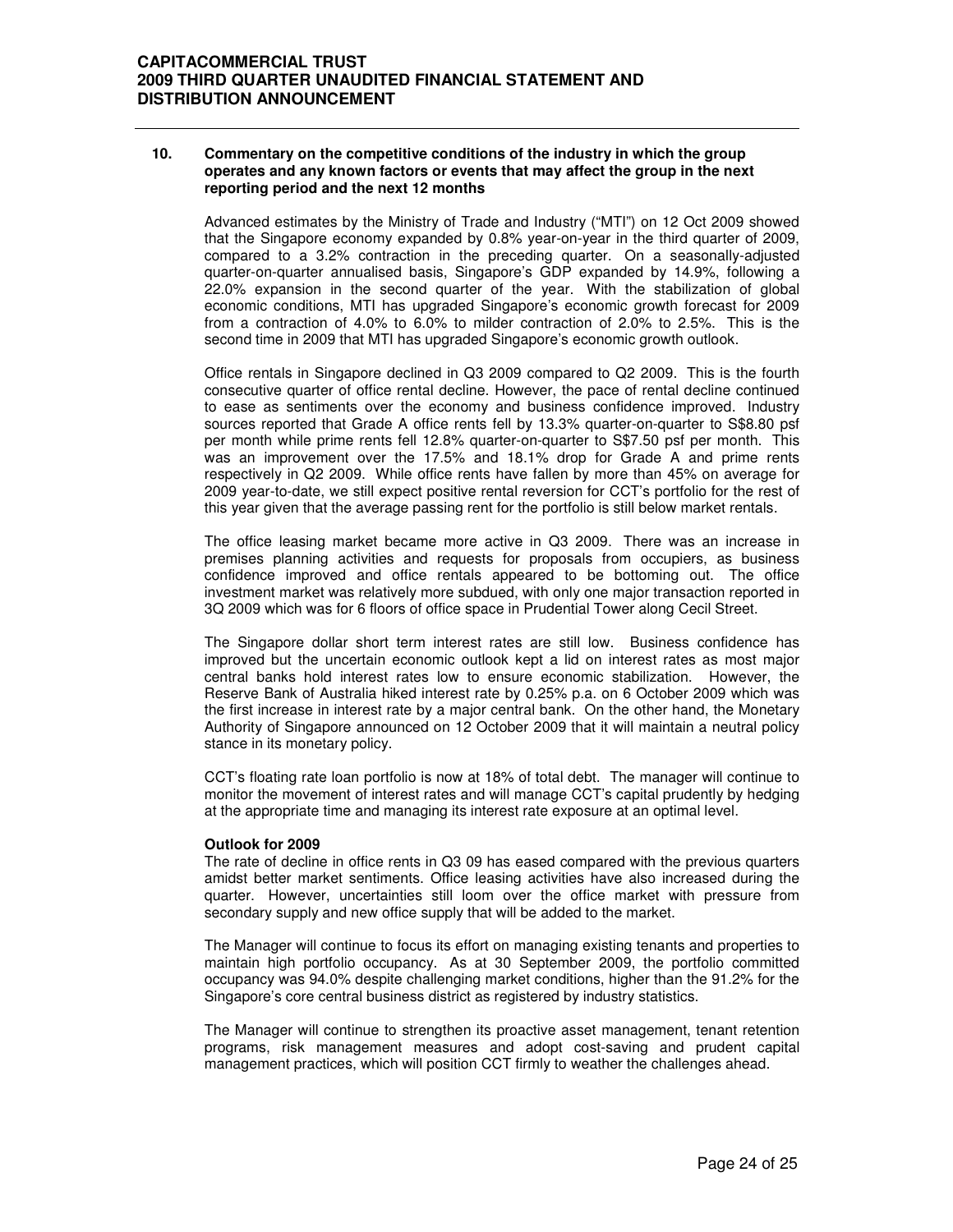## 10. Commentary on the competitive conditions of the industry in which the group operates and any known factors or events that may affect the group in the next reporting period and the next 12 months

Advanced estimates by the Ministry of Trade and Industry ("MTI") on 12 Oct 2009 showed that the Singapore economy expanded by 0.8% year-on-year in the third quarter of 2009, compared to a 3.2% contraction in the preceding quarter. On a seasonally-adjusted quarter-on-quarter annualised basis, Singapore's GDP expanded by 14.9%, following a 22.0% expansion in the second quarter of the year. With the stabilization of global economic conditions, MTI has upgraded Singapore's economic growth forecast for 2009 from a contraction of 4.0% to 6.0% to milder contraction of 2.0% to 2.5%. This is the second time in 2009 that MTI has upgraded Singapore's economic growth outlook.

Office rentals in Singapore declined in Q3 2009 compared to Q2 2009. This is the fourth consecutive quarter of office rental decline. However, the pace of rental decline continued to ease as sentiments over the economy and business confidence improved. Industry sources reported that Grade A office rents fell by 13.3% quarter-on-quarter to S$8.80 psf per month while prime rents fell 12.8% quarter-on-quarter to S$7.50 psf per month. This was an improvement over the 17.5% and 18.1% drop for Grade A and prime rents respectively in Q2 2009. While office rents have fallen by more than 45% on average for 2009 year-to-date, we still expect positive rental reversion for CCT's portfolio for the rest of this year given that the average passing rent for the portfolio is still below market rentals.

The office leasing market became more active in Q3 2009. There was an increase in premises planning activities and requests for proposals from occupiers, as business confidence improved and office rentals appeared to be bottoming out. The office investment market was relatively more subdued, with only one major transaction reported in 3Q 2009 which was for 6 floors of office space in Prudential Tower along Cecil Street.

The Singapore dollar short term interest rates are still low. Business confidence has improved but the uncertain economic outlook kept a lid on interest rates as most major central banks hold interest rates low to ensure economic stabilization. However, the Reserve Bank of Australia hiked interest rate by 0.25% p.a. on 6 October 2009 which was the first increase in interest rate by a major central bank. On the other hand, the Monetary Authority of Singapore announced on 12 October 2009 that it will maintain a neutral policy stance in its monetary policy.

CCT's floating rate loan portfolio is now at 18% of total debt. The manager will continue to monitor the movement of interest rates and will manage CCT's capital prudently by hedging at the appropriate time and managing its interest rate exposure at an optimal level.

**Outlook for 2009**

The rate of decline in office rents in Q3 09 has eased compared with the previous quarters amidst better market sentiments. Office leasing activities have also increased during the quarter. However, uncertainties still loom over the office market with pressure from secondary supply and new office supply that will be added to the market.

The Manager will continue to focus its effort on managing existing tenants and properties to maintain high portfolio occupancy. As at 30 September 2009, the portfolio committed occupancy was 94.0% despite challenging market conditions, higher than the 91.2% for the Singapore's core central business district as registered by industry statistics.

The Manager will continue to strengthen its proactive asset management, tenant retention programs, risk management measures and adopt cost-saving and prudent capital management practices, which will position CCT firmly to weather the challenges ahead.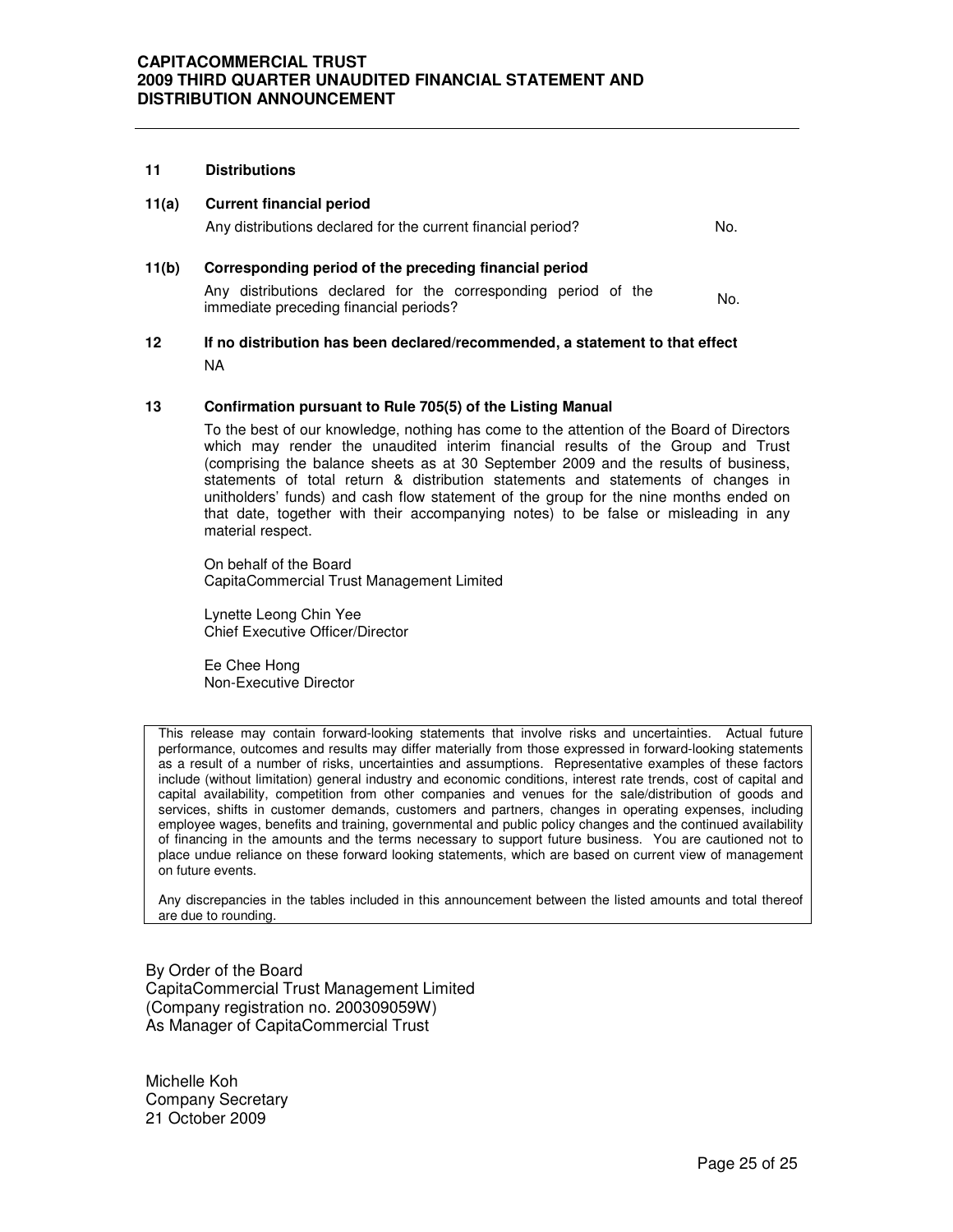## 11 Distributions

### 11(a) Current financial period

Any distributions declared for the current financial period? No.

### 11(b) Corresponding period of the preceding financial period

Any distributions declared for the corresponding period of the immediate preceding financial periods? No.

## 12 If no distribution has been declared/recommended, a statement to that effect

NA

## 13 Confirmation pursuant to Rule 705(5) of the Listing Manual

To the best of our knowledge, nothing has come to the attention of the Board of Directors which may render the unaudited interim financial results of the Group and Trust (comprising the balance sheets as at 30 September 2009 and the results of business, statements of total return & distribution statements and statements of changes in unitholders' funds) and cash flow statement of the group for the nine months ended on that date, together with their accompanying notes) to be false or misleading in any material respect.

On behalf of the Board
CapitaCommercial Trust Management Limited

Lynette Leong Chin Yee
Chief Executive Officer/Director

Ee Chee Hong
Non-Executive Director

This release may contain forward-looking statements that involve risks and uncertainties. Actual future performance, outcomes and results may differ materially from those expressed in forward-looking statements as a result of a number of risks, uncertainties and assumptions. Representative examples of these factors include (without limitation) general industry and economic conditions, interest rate trends, cost of capital and capital availability, competition from other companies and venues for the sale/distribution of goods and services, shifts in customer demands, customers and partners, changes in operating expenses, including employee wages, benefits and training, governmental and public policy changes and the continued availability of financing in the amounts and the terms necessary to support future business. You are cautioned not to place undue reliance on these forward looking statements, which are based on current view of management on future events.

Any discrepancies in the tables included in this announcement between the listed amounts and total thereof are due to rounding.

By Order of the Board
CapitaCommercial Trust Management Limited
(Company registration no. 200309059W)
As Manager of CapitaCommercial Trust

Michelle Koh
Company Secretary
21 October 2009